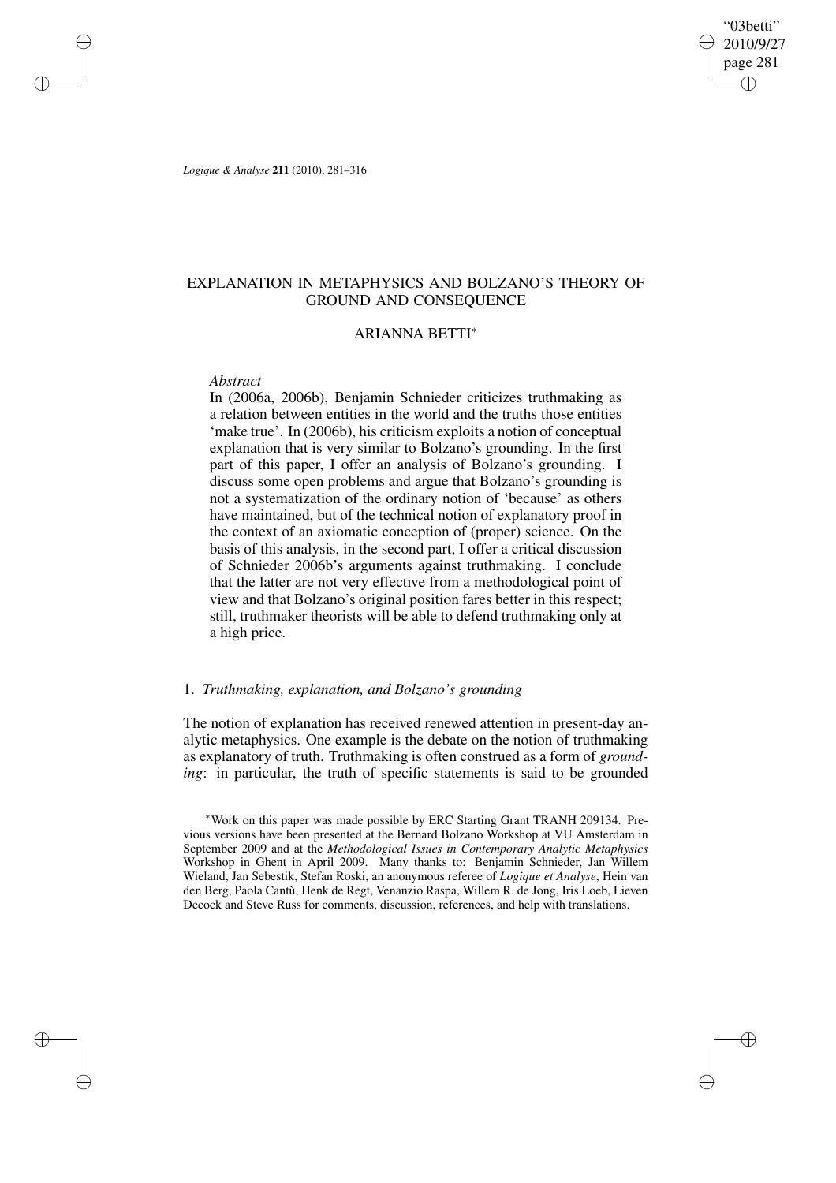# EXPLANATION IN METAPHYSICS AND BOLZANO'S THEORY OF GROUND AND CONSEQUENCE

## ARIANNA BETTI*

*Abstract*

In (2006a, 2006b), Benjamin Schnieder criticizes truthmaking as a relation between entities in the world and the truths those entities 'make true'. In (2006b), his criticism exploits a notion of conceptual explanation that is very similar to Bolzano's grounding. In the first part of this paper, I offer an analysis of Bolzano's grounding. I discuss some open problems and argue that Bolzano's grounding is not a systematization of the ordinary notion of 'because' as others have maintained, but of the technical notion of explanatory proof in the context of an axiomatic conception of (proper) science. On the basis of this analysis, in the second part, I offer a critical discussion of Schnieder 2006b's arguments against truthmaking. I conclude that the latter are not very effective from a methodological point of view and that Bolzano's original position fares better in this respect; still, truthmaker theorists will be able to defend truthmaking only at a high price.

### 1. *Truthmaking, explanation, and Bolzano's grounding*

The notion of explanation has received renewed attention in present-day analytic metaphysics. One example is the debate on the notion of truthmaking as explanatory of truth. Truthmaking is often construed as a form of *grounding*: in particular, the truth of specific statements is said to be grounded

---

*Work on this paper was made possible by ERC Starting Grant TRANH 209134. Previous versions have been presented at the Bernard Bolzano Workshop at VU Amsterdam in September 2009 and at the *Methodological Issues in Contemporary Analytic Metaphysics* Workshop in Ghent in April 2009. Many thanks to: Benjamin Schnieder, Jan Willem Wieland, Jan Sebestik, Stefan Roski, an anonymous referee of *Logique et Analyse*, Hein van den Berg, Paola Cantù, Henk de Regt, Venanzio Raspa, Willem R. de Jong, Iris Loeb, Lieven Decock and Steve Russ for comments, discussion, references, and help with translations.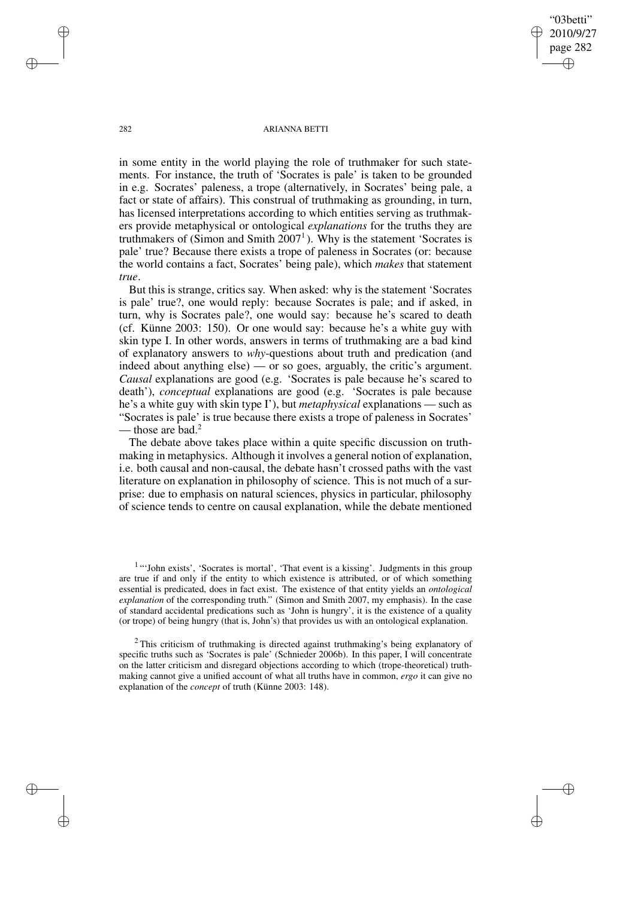in some entity in the world playing the role of truthmaker for such statements. For instance, the truth of 'Socrates is pale' is taken to be grounded in e.g. Socrates' paleness, a trope (alternatively, in Socrates' being pale, a fact or state of affairs). This construal of truthmaking as grounding, in turn, has licensed interpretations according to which entities serving as truthmakers provide metaphysical or ontological *explanations* for the truths they are truthmakers of (Simon and Smith 2007[1]). Why is the statement 'Socrates is pale' true? Because there exists a trope of paleness in Socrates (or: because the world contains a fact, Socrates' being pale), which *makes* that statement *true*.

But this is strange, critics say. When asked: why is the statement 'Socrates is pale' true?, one would reply: because Socrates is pale; and if asked, in turn, why is Socrates pale?, one would say: because he's scared to death (cf. Künne 2003: 150). Or one would say: because he's a white guy with skin type I. In other words, answers in terms of truthmaking are a bad kind of explanatory answers to *why*-questions about truth and predication (and indeed about anything else) — or so goes, arguably, the critic's argument. *Causal* explanations are good (e.g. 'Socrates is pale because he's scared to death'), *conceptual* explanations are good (e.g. 'Socrates is pale because he's a white guy with skin type I'), but *metaphysical* explanations — such as "Socrates is pale' is true because there exists a trope of paleness in Socrates' — those are bad.[2]

The debate above takes place within a quite specific discussion on truthmaking in metaphysics. Although it involves a general notion of explanation, i.e. both causal and non-causal, the debate hasn't crossed paths with the vast literature on explanation in philosophy of science. This is not much of a surprise: due to emphasis on natural sciences, physics in particular, philosophy of science tends to centre on causal explanation, while the debate mentioned

---

[1] "'John exists', 'Socrates is mortal', 'That event is a kissing'. Judgments in this group are true if and only if the entity to which existence is attributed, or of which something essential is predicated, does in fact exist. The existence of that entity yields an *ontological explanation* of the corresponding truth." (Simon and Smith 2007, my emphasis). In the case of standard accidental predications such as 'John is hungry', it is the existence of a quality (or trope) of being hungry (that is, John's) that provides us with an ontological explanation.

[2] This criticism of truthmaking is directed against truthmaking's being explanatory of specific truths such as 'Socrates is pale' (Schnieder 2006b). In this paper, I will concentrate on the latter criticism and disregard objections according to which (trope-theoretical) truthmaking cannot give a unified account of what all truths have in common, *ergo* it can give no explanation of the *concept* of truth (Künne 2003: 148).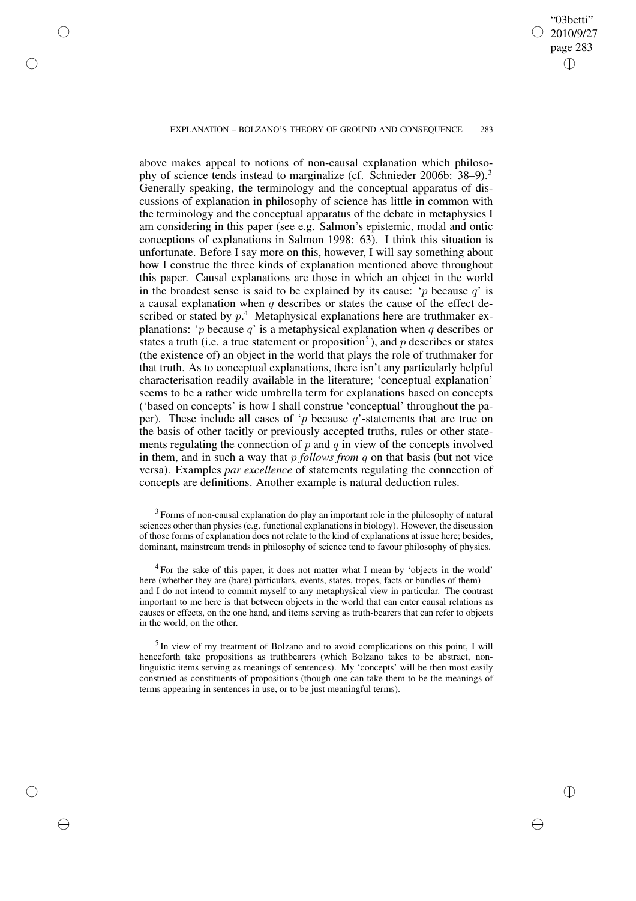above makes appeal to notions of non-causal explanation which philosophy of science tends instead to marginalize (cf. Schnieder 2006b: 38–9).[3] Generally speaking, the terminology and the conceptual apparatus of discussions of explanation in philosophy of science has little in common with the terminology and the conceptual apparatus of the debate in metaphysics I am considering in this paper (see e.g. Salmon's epistemic, modal and ontic conceptions of explanations in Salmon 1998: 63). I think this situation is unfortunate. Before I say more on this, however, I will say something about how I construe the three kinds of explanation mentioned above throughout this paper. Causal explanations are those in which an object in the world in the broadest sense is said to be explained by its cause: '$p$ because $q$' is a causal explanation when $q$ describes or states the cause of the effect described or stated by $p$.[4] Metaphysical explanations here are truthmaker explanations: '$p$ because $q$' is a metaphysical explanation when $q$ describes or states a truth (i.e. a true statement or proposition[5]), and $p$ describes or states (the existence of) an object in the world that plays the role of truthmaker for that truth. As to conceptual explanations, there isn't any particularly helpful characterisation readily available in the literature; 'conceptual explanation' seems to be a rather wide umbrella term for explanations based on concepts ('based on concepts' is how I shall construe 'conceptual' throughout the paper). These include all cases of '$p$ because $q$'-statements that are true on the basis of other tacitly or previously accepted truths, rules or other statements regulating the connection of $p$ and $q$ in view of the concepts involved in them, and in such a way that $p$ *follows from* $q$ on that basis (but not vice versa). Examples *par excellence* of statements regulating the connection of concepts are definitions. Another example is natural deduction rules.

[3] Forms of non-causal explanation do play an important role in the philosophy of natural sciences other than physics (e.g. functional explanations in biology). However, the discussion of those forms of explanation does not relate to the kind of explanations at issue here; besides, dominant, mainstream trends in philosophy of science tend to favour philosophy of physics.

[4] For the sake of this paper, it does not matter what I mean by 'objects in the world' here (whether they are (bare) particulars, events, states, tropes, facts or bundles of them) — and I do not intend to commit myself to any metaphysical view in particular. The contrast important to me here is that between objects in the world that can enter causal relations as causes or effects, on the one hand, and items serving as truth-bearers that can refer to objects in the world, on the other.

[5] In view of my treatment of Bolzano and to avoid complications on this point, I will henceforth take propositions as truthbearers (which Bolzano takes to be abstract, non-linguistic items serving as meanings of sentences). My 'concepts' will be then most easily construed as constituents of propositions (though one can take them to be the meanings of terms appearing in sentences in use, or to be just meaningful terms).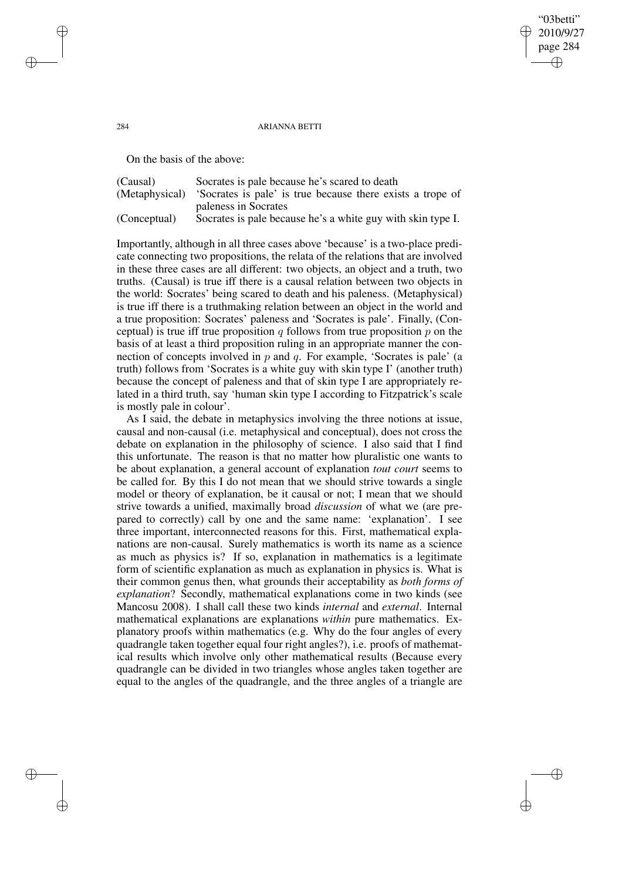On the basis of the above:

| | |
|---|---|
| (Causal) | Socrates is pale because he's scared to death |
| (Metaphysical) | 'Socrates is pale' is true because there exists a trope of paleness in Socrates |
| (Conceptual) | Socrates is pale because he's a white guy with skin type I. |

Importantly, although in all three cases above 'because' is a two-place predicate connecting two propositions, the relata of the relations that are involved in these three cases are all different: two objects, an object and a truth, two truths. (Causal) is true iff there is a causal relation between two objects in the world: Socrates' being scared to death and his paleness. (Metaphysical) is true iff there is a truthmaking relation between an object in the world and a true proposition: Socrates' paleness and 'Socrates is pale'. Finally, (Conceptual) is true iff true proposition $q$ follows from true proposition $p$ on the basis of at least a third proposition ruling in an appropriate manner the connection of concepts involved in $p$ and $q$. For example, 'Socrates is pale' (a truth) follows from 'Socrates is a white guy with skin type I' (another truth) because the concept of paleness and that of skin type I are appropriately related in a third truth, say 'human skin type I according to Fitzpatrick's scale is mostly pale in colour'.

As I said, the debate in metaphysics involving the three notions at issue, causal and non-causal (i.e. metaphysical and conceptual), does not cross the debate on explanation in the philosophy of science. I also said that I find this unfortunate. The reason is that no matter how pluralistic one wants to be about explanation, a general account of explanation *tout court* seems to be called for. By this I do not mean that we should strive towards a single model or theory of explanation, be it causal or not; I mean that we should strive towards a unified, maximally broad *discussion* of what we (are prepared to correctly) call by one and the same name: 'explanation'. I see three important, interconnected reasons for this. First, mathematical explanations are non-causal. Surely mathematics is worth its name as a science as much as physics is? If so, explanation in mathematics is a legitimate form of scientific explanation as much as explanation in physics is. What is their common genus then, what grounds their acceptability as *both forms of explanation*? Secondly, mathematical explanations come in two kinds (see Mancosu 2008). I shall call these two kinds *internal* and *external*. Internal mathematical explanations are explanations *within* pure mathematics. Explanatory proofs within mathematics (e.g. Why do the four angles of every quadrangle taken together equal four right angles?), i.e. proofs of mathematical results which involve only other mathematical results (Because every quadrangle can be divided in two triangles whose angles taken together are equal to the angles of the quadrangle, and the three angles of a triangle are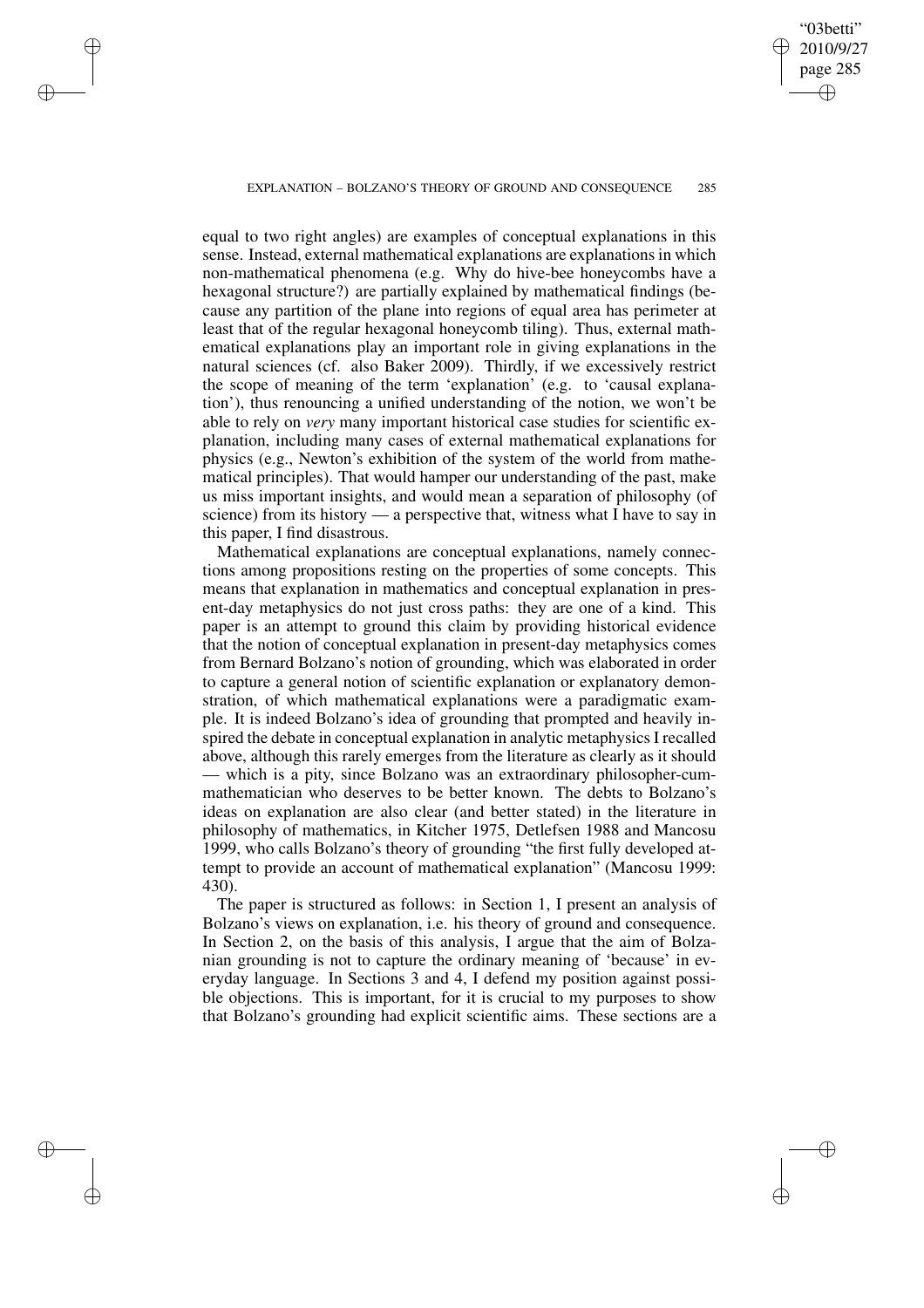equal to two right angles) are examples of conceptual explanations in this sense. Instead, external mathematical explanations are explanations in which non-mathematical phenomena (e.g. Why do hive-bee honeycombs have a hexagonal structure?) are partially explained by mathematical findings (because any partition of the plane into regions of equal area has perimeter at least that of the regular hexagonal honeycomb tiling). Thus, external mathematical explanations play an important role in giving explanations in the natural sciences (cf. also Baker 2009). Thirdly, if we excessively restrict the scope of meaning of the term 'explanation' (e.g. to 'causal explanation'), thus renouncing a unified understanding of the notion, we won't be able to rely on *very* many important historical case studies for scientific explanation, including many cases of external mathematical explanations for physics (e.g., Newton's exhibition of the system of the world from mathematical principles). That would hamper our understanding of the past, make us miss important insights, and would mean a separation of philosophy (of science) from its history — a perspective that, witness what I have to say in this paper, I find disastrous.

Mathematical explanations are conceptual explanations, namely connections among propositions resting on the properties of some concepts. This means that explanation in mathematics and conceptual explanation in present-day metaphysics do not just cross paths: they are one of a kind. This paper is an attempt to ground this claim by providing historical evidence that the notion of conceptual explanation in present-day metaphysics comes from Bernard Bolzano's notion of grounding, which was elaborated in order to capture a general notion of scientific explanation or explanatory demonstration, of which mathematical explanations were a paradigmatic example. It is indeed Bolzano's idea of grounding that prompted and heavily inspired the debate in conceptual explanation in analytic metaphysics I recalled above, although this rarely emerges from the literature as clearly as it should — which is a pity, since Bolzano was an extraordinary philosopher-cum-mathematician who deserves to be better known. The debts to Bolzano's ideas on explanation are also clear (and better stated) in the literature in philosophy of mathematics, in Kitcher 1975, Detlefsen 1988 and Mancosu 1999, who calls Bolzano's theory of grounding "the first fully developed attempt to provide an account of mathematical explanation" (Mancosu 1999: 430).

The paper is structured as follows: in Section 1, I present an analysis of Bolzano's views on explanation, i.e. his theory of ground and consequence. In Section 2, on the basis of this analysis, I argue that the aim of Bolzanian grounding is not to capture the ordinary meaning of 'because' in everyday language. In Sections 3 and 4, I defend my position against possible objections. This is important, for it is crucial to my purposes to show that Bolzano's grounding had explicit scientific aims. These sections are a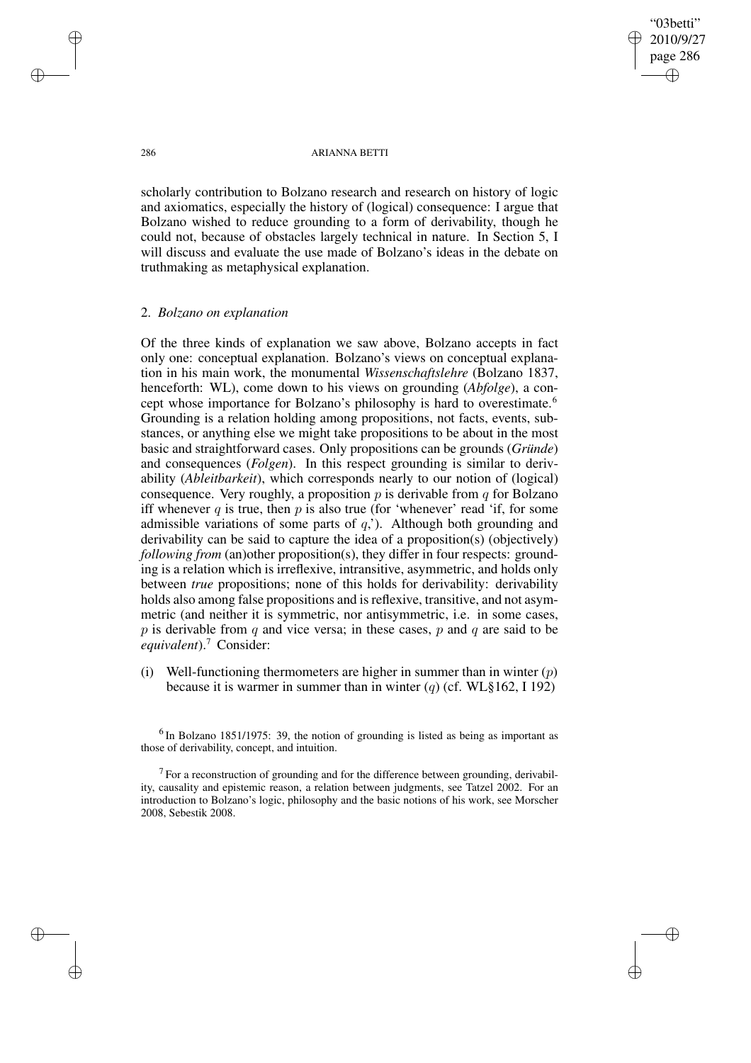scholarly contribution to Bolzano research and research on history of logic and axiomatics, especially the history of (logical) consequence: I argue that Bolzano wished to reduce grounding to a form of derivability, though he could not, because of obstacles largely technical in nature. In Section 5, I will discuss and evaluate the use made of Bolzano's ideas in the debate on truthmaking as metaphysical explanation.

## 2. *Bolzano on explanation*

Of the three kinds of explanation we saw above, Bolzano accepts in fact only one: conceptual explanation. Bolzano's views on conceptual explanation in his main work, the monumental *Wissenschaftslehre* (Bolzano 1837, henceforth: WL), come down to his views on grounding (*Abfolge*), a concept whose importance for Bolzano's philosophy is hard to overestimate.[6] Grounding is a relation holding among propositions, not facts, events, substances, or anything else we might take propositions to be about in the most basic and straightforward cases. Only propositions can be grounds (*Gründe*) and consequences (*Folgen*). In this respect grounding is similar to derivability (*Ableitbarkeit*), which corresponds nearly to our notion of (logical) consequence. Very roughly, a proposition $p$ is derivable from $q$ for Bolzano iff whenever $q$ is true, then $p$ is also true (for 'whenever' read 'if, for some admissible variations of some parts of $q$,'). Although both grounding and derivability can be said to capture the idea of a proposition(s) (objectively) *following from* (an)other proposition(s), they differ in four respects: grounding is a relation which is irreflexive, intransitive, asymmetric, and holds only between *true* propositions; none of this holds for derivability: derivability holds also among false propositions and is reflexive, transitive, and not asymmetric (and neither it is symmetric, nor antisymmetric, i.e. in some cases, $p$ is derivable from $q$ and vice versa; in these cases, $p$ and $q$ are said to be *equivalent*).[7] Consider:

(i) Well-functioning thermometers are higher in summer than in winter ($p$) because it is warmer in summer than in winter ($q$) (cf. WL§162, I 192)

[6] In Bolzano 1851/1975: 39, the notion of grounding is listed as being as important as those of derivability, concept, and intuition.

[7] For a reconstruction of grounding and for the difference between grounding, derivability, causality and epistemic reason, a relation between judgments, see Tatzel 2002. For an introduction to Bolzano's logic, philosophy and the basic notions of his work, see Morscher 2008, Sebestik 2008.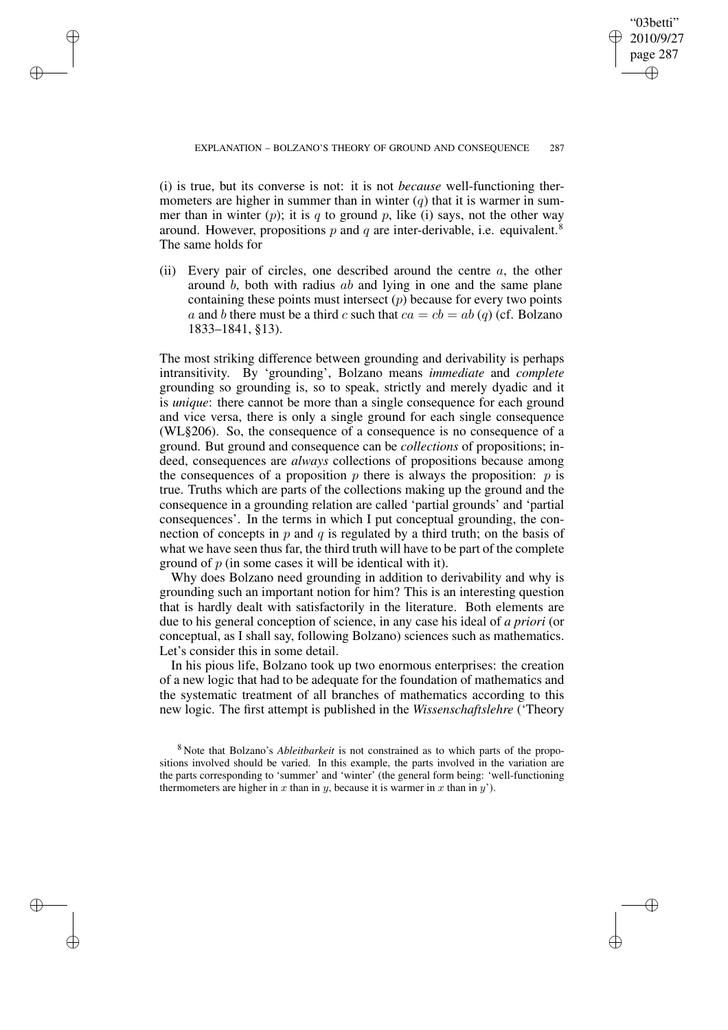(i) is true, but its converse is not: it is not *because* well-functioning thermometers are higher in summer than in winter ($q$) that it is warmer in summer than in winter ($p$); it is $q$ to ground $p$, like (i) says, not the other way around. However, propositions $p$ and $q$ are inter-derivable, i.e. equivalent.[8] The same holds for

(ii) Every pair of circles, one described around the centre $a$, the other around $b$, both with radius $ab$ and lying in one and the same plane containing these points must intersect ($p$) because for every two points $a$ and $b$ there must be a third $c$ such that $ca = cb = ab$ ($q$) (cf. Bolzano 1833–1841, §13).

The most striking difference between grounding and derivability is perhaps intransitivity. By 'grounding', Bolzano means *immediate* and *complete* grounding so grounding is, so to speak, strictly and merely dyadic and it is *unique*: there cannot be more than a single consequence for each ground and vice versa, there is only a single ground for each single consequence (WL§206). So, the consequence of a consequence is no consequence of a ground. But ground and consequence can be *collections* of propositions; indeed, consequences are *always* collections of propositions because among the consequences of a proposition $p$ there is always the proposition: $p$ is true. Truths which are parts of the collections making up the ground and the consequence in a grounding relation are called 'partial grounds' and 'partial consequences'. In the terms in which I put conceptual grounding, the connection of concepts in $p$ and $q$ is regulated by a third truth; on the basis of what we have seen thus far, the third truth will have to be part of the complete ground of $p$ (in some cases it will be identical with it).

Why does Bolzano need grounding in addition to derivability and why is grounding such an important notion for him? This is an interesting question that is hardly dealt with satisfactorily in the literature. Both elements are due to his general conception of science, in any case his ideal of *a priori* (or conceptual, as I shall say, following Bolzano) sciences such as mathematics. Let's consider this in some detail.

In his pious life, Bolzano took up two enormous enterprises: the creation of a new logic that had to be adequate for the foundation of mathematics and the systematic treatment of all branches of mathematics according to this new logic. The first attempt is published in the *Wissenschaftslehre* ('Theory

[8] Note that Bolzano's *Ableitbarkeit* is not constrained as to which parts of the propositions involved should be varied. In this example, the parts involved in the variation are the parts corresponding to 'summer' and 'winter' (the general form being: 'well-functioning thermometers are higher in $x$ than in $y$, because it is warmer in $x$ than in $y$').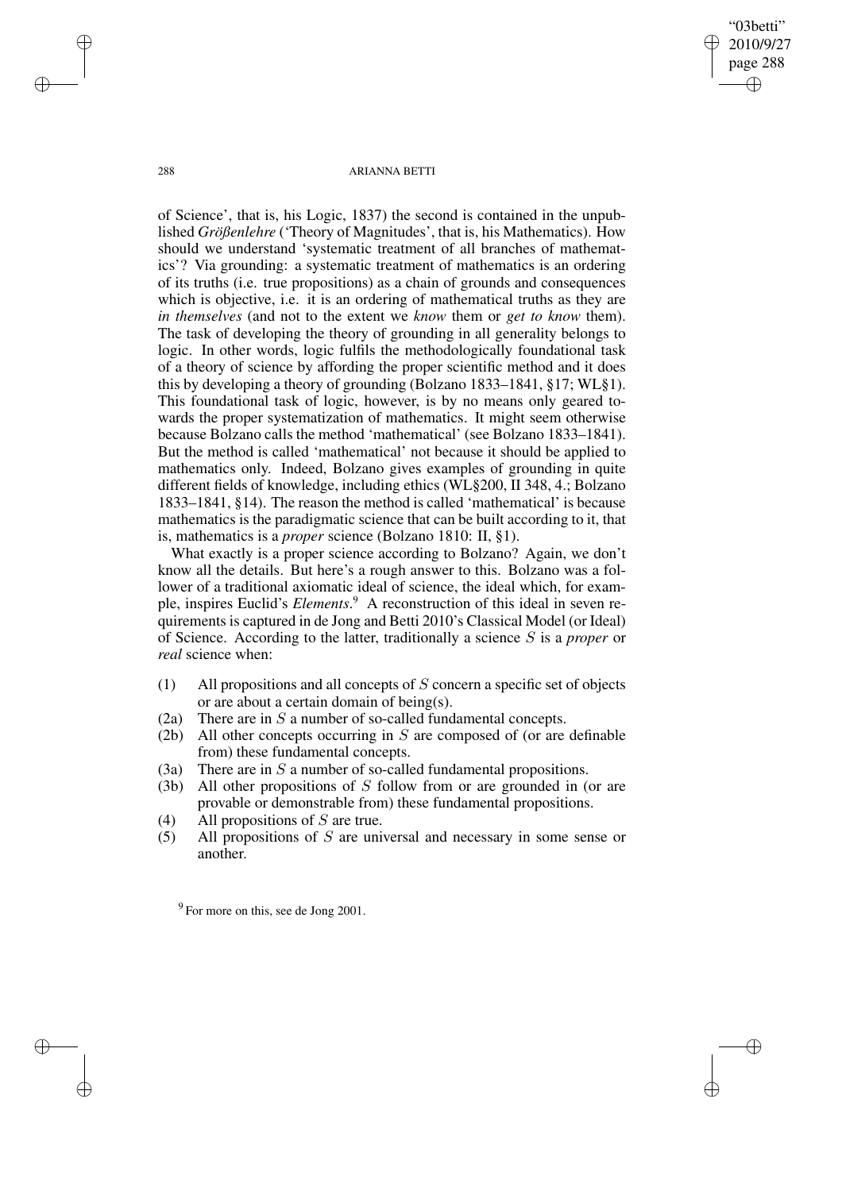of Science', that is, his Logic, 1837) the second is contained in the unpublished *Größenlehre* ('Theory of Magnitudes', that is, his Mathematics). How should we understand 'systematic treatment of all branches of mathematics'? Via grounding: a systematic treatment of mathematics is an ordering of its truths (i.e. true propositions) as a chain of grounds and consequences which is objective, i.e. it is an ordering of mathematical truths as they are *in themselves* (and not to the extent we *know* them or *get to know* them). The task of developing the theory of grounding in all generality belongs to logic. In other words, logic fulfils the methodologically foundational task of a theory of science by affording the proper scientific method and it does this by developing a theory of grounding (Bolzano 1833–1841, §17; WL§1). This foundational task of logic, however, is by no means only geared towards the proper systematization of mathematics. It might seem otherwise because Bolzano calls the method 'mathematical' (see Bolzano 1833–1841). But the method is called 'mathematical' not because it should be applied to mathematics only. Indeed, Bolzano gives examples of grounding in quite different fields of knowledge, including ethics (WL§200, II 348, 4.; Bolzano 1833–1841, §14). The reason the method is called 'mathematical' is because mathematics is the paradigmatic science that can be built according to it, that is, mathematics is a *proper* science (Bolzano 1810: II, §1).

What exactly is a proper science according to Bolzano? Again, we don't know all the details. But here's a rough answer to this. Bolzano was a follower of a traditional axiomatic ideal of science, the ideal which, for example, inspires Euclid's *Elements*.[9] A reconstruction of this ideal in seven requirements is captured in de Jong and Betti 2010's Classical Model (or Ideal) of Science. According to the latter, traditionally a science $S$ is a *proper* or *real* science when:

(1) All propositions and all concepts of $S$ concern a specific set of objects or are about a certain domain of being(s).

(2a) There are in $S$ a number of so-called fundamental concepts.

(2b) All other concepts occurring in $S$ are composed of (or are definable from) these fundamental concepts.

(3a) There are in $S$ a number of so-called fundamental propositions.

(3b) All other propositions of $S$ follow from or are grounded in (or are provable or demonstrable from) these fundamental propositions.

(4) All propositions of $S$ are true.

(5) All propositions of $S$ are universal and necessary in some sense or another.

[9] For more on this, see de Jong 2001.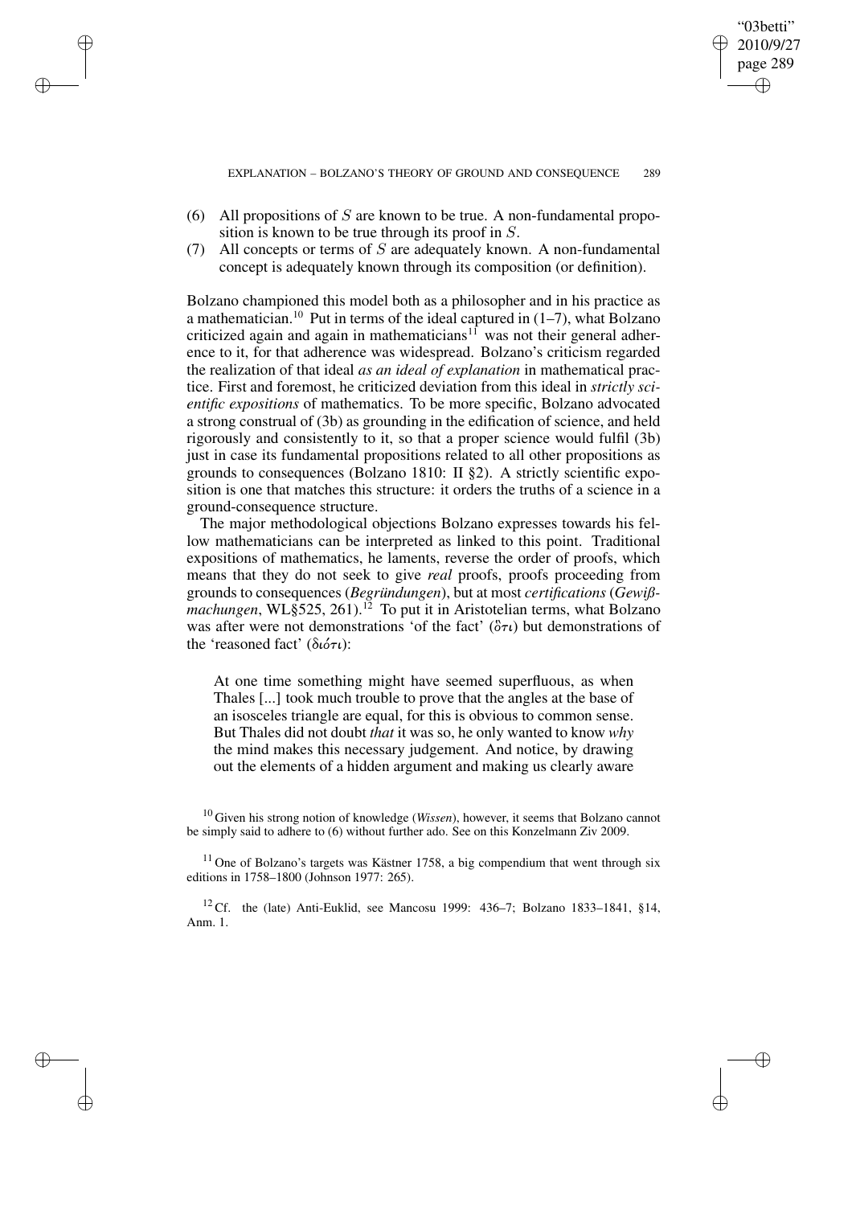(6) All propositions of $S$ are known to be true. A non-fundamental proposition is known to be true through its proof in $S$.

(7) All concepts or terms of $S$ are adequately known. A non-fundamental concept is adequately known through its composition (or definition).

Bolzano championed this model both as a philosopher and in his practice as a mathematician.[10] Put in terms of the ideal captured in (1–7), what Bolzano criticized again and again in mathematicians[11] was not their general adherence to it, for that adherence was widespread. Bolzano's criticism regarded the realization of that ideal *as an ideal of explanation* in mathematical practice. First and foremost, he criticized deviation from this ideal in *strictly scientific expositions* of mathematics. To be more specific, Bolzano advocated a strong construal of (3b) as grounding in the edification of science, and held rigorously and consistently to it, so that a proper science would fulfil (3b) just in case its fundamental propositions related to all other propositions as grounds to consequences (Bolzano 1810: II §2). A strictly scientific exposition is one that matches this structure: it orders the truths of a science in a ground-consequence structure.

The major methodological objections Bolzano expresses towards his fellow mathematicians can be interpreted as linked to this point. Traditional expositions of mathematics, he laments, reverse the order of proofs, which means that they do not seek to give *real* proofs, proofs proceeding from grounds to consequences (*Begründungen*), but at most *certifications* (*Gewißmachungen*, WL§525, 261).[12] To put it in Aristotelian terms, what Bolzano was after were not demonstrations 'of the fact' (ὅτι) but demonstrations of the 'reasoned fact' (διότι):

> At one time something might have seemed superfluous, as when Thales [...] took much trouble to prove that the angles at the base of an isosceles triangle are equal, for this is obvious to common sense. But Thales did not doubt *that* it was so, he only wanted to know *why* the mind makes this necessary judgement. And notice, by drawing out the elements of a hidden argument and making us clearly aware

[10] Given his strong notion of knowledge (*Wissen*), however, it seems that Bolzano cannot be simply said to adhere to (6) without further ado. See on this Konzelmann Ziv 2009.

[11] One of Bolzano's targets was Kästner 1758, a big compendium that went through six editions in 1758–1800 (Johnson 1977: 265).

[12] Cf. the (late) Anti-Euklid, see Mancosu 1999: 436–7; Bolzano 1833–1841, §14, Anm. 1.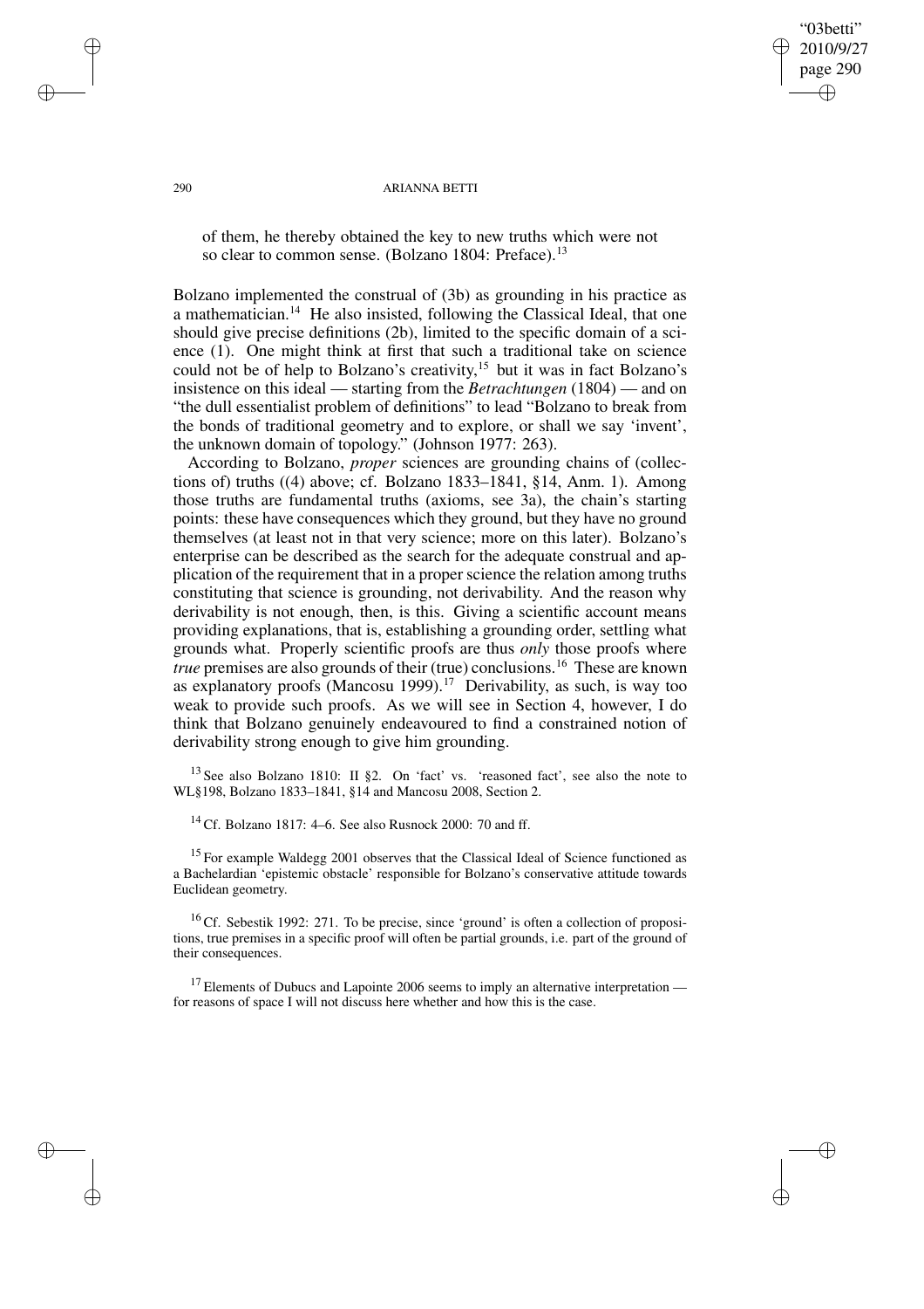of them, he thereby obtained the key to new truths which were not so clear to common sense. (Bolzano 1804: Preface).[13]

Bolzano implemented the construal of (3b) as grounding in his practice as a mathematician.[14] He also insisted, following the Classical Ideal, that one should give precise definitions (2b), limited to the specific domain of a science (1). One might think at first that such a traditional take on science could not be of help to Bolzano's creativity,[15] but it was in fact Bolzano's insistence on this ideal — starting from the *Betrachtungen* (1804) — and on "the dull essentialist problem of definitions" to lead "Bolzano to break from the bonds of traditional geometry and to explore, or shall we say 'invent', the unknown domain of topology." (Johnson 1977: 263).

According to Bolzano, *proper* sciences are grounding chains of (collections of) truths ((4) above; cf. Bolzano 1833–1841, §14, Anm. 1). Among those truths are fundamental truths (axioms, see 3a), the chain's starting points: these have consequences which they ground, but they have no ground themselves (at least not in that very science; more on this later). Bolzano's enterprise can be described as the search for the adequate construal and application of the requirement that in a proper science the relation among truths constituting that science is grounding, not derivability. And the reason why derivability is not enough, then, is this. Giving a scientific account means providing explanations, that is, establishing a grounding order, settling what grounds what. Properly scientific proofs are thus *only* those proofs where *true* premises are also grounds of their (true) conclusions.[16] These are known as explanatory proofs (Mancosu 1999).[17] Derivability, as such, is way too weak to provide such proofs. As we will see in Section 4, however, I do think that Bolzano genuinely endeavoured to find a constrained notion of derivability strong enough to give him grounding.

[13] See also Bolzano 1810: II §2. On 'fact' vs. 'reasoned fact', see also the note to WL§198, Bolzano 1833–1841, §14 and Mancosu 2008, Section 2.

[14] Cf. Bolzano 1817: 4–6. See also Rusnock 2000: 70 and ff.

[15] For example Waldegg 2001 observes that the Classical Ideal of Science functioned as a Bachelardian 'epistemic obstacle' responsible for Bolzano's conservative attitude towards Euclidean geometry.

[16] Cf. Sebestik 1992: 271. To be precise, since 'ground' is often a collection of propositions, true premises in a specific proof will often be partial grounds, i.e. part of the ground of their consequences.

[17] Elements of Dubucs and Lapointe 2006 seems to imply an alternative interpretation — for reasons of space I will not discuss here whether and how this is the case.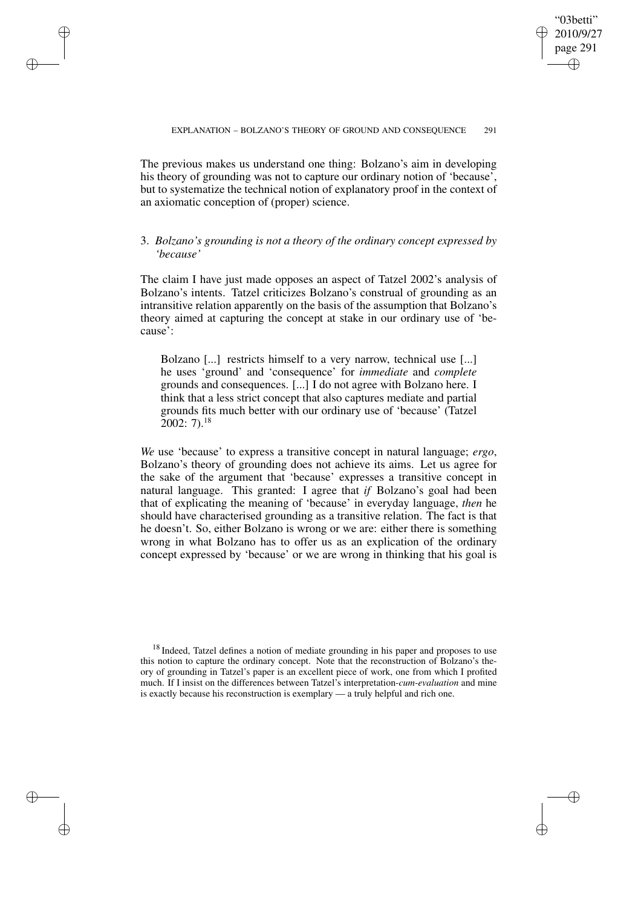The previous makes us understand one thing: Bolzano's aim in developing his theory of grounding was not to capture our ordinary notion of 'because', but to systematize the technical notion of explanatory proof in the context of an axiomatic conception of (proper) science.

## 3. *Bolzano's grounding is not a theory of the ordinary concept expressed by 'because'*

The claim I have just made opposes an aspect of Tatzel 2002's analysis of Bolzano's intents. Tatzel criticizes Bolzano's construal of grounding as an intransitive relation apparently on the basis of the assumption that Bolzano's theory aimed at capturing the concept at stake in our ordinary use of 'because':

> Bolzano [...] restricts himself to a very narrow, technical use [...] he uses 'ground' and 'consequence' for *immediate* and *complete* grounds and consequences. [...] I do not agree with Bolzano here. I think that a less strict concept that also captures mediate and partial grounds fits much better with our ordinary use of 'because' (Tatzel 2002: 7).[18]

*We* use 'because' to express a transitive concept in natural language; *ergo*, Bolzano's theory of grounding does not achieve its aims. Let us agree for the sake of the argument that 'because' expresses a transitive concept in natural language. This granted: I agree that *if* Bolzano's goal had been that of explicating the meaning of 'because' in everyday language, *then* he should have characterised grounding as a transitive relation. The fact is that he doesn't. So, either Bolzano is wrong or we are: either there is something wrong in what Bolzano has to offer us as an explication of the ordinary concept expressed by 'because' or we are wrong in thinking that his goal is

[18] Indeed, Tatzel defines a notion of mediate grounding in his paper and proposes to use this notion to capture the ordinary concept. Note that the reconstruction of Bolzano's theory of grounding in Tatzel's paper is an excellent piece of work, one from which I profited much. If I insist on the differences between Tatzel's interpretation-*cum-evaluation* and mine is exactly because his reconstruction is exemplary — a truly helpful and rich one.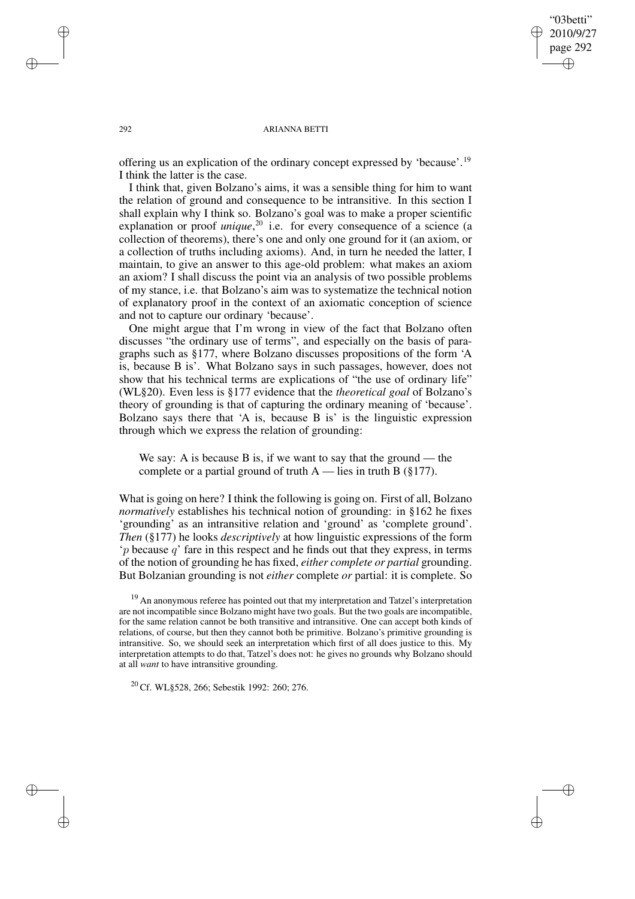offering us an explication of the ordinary concept expressed by 'because'.[19] I think the latter is the case.

I think that, given Bolzano's aims, it was a sensible thing for him to want the relation of ground and consequence to be intransitive. In this section I shall explain why I think so. Bolzano's goal was to make a proper scientific explanation or proof *unique*,[20] i.e. for every consequence of a science (a collection of theorems), there's one and only one ground for it (an axiom, or a collection of truths including axioms). And, in turn he needed the latter, I maintain, to give an answer to this age-old problem: what makes an axiom an axiom? I shall discuss the point via an analysis of two possible problems of my stance, i.e. that Bolzano's aim was to systematize the technical notion of explanatory proof in the context of an axiomatic conception of science and not to capture our ordinary 'because'.

One might argue that I'm wrong in view of the fact that Bolzano often discusses "the ordinary use of terms", and especially on the basis of paragraphs such as §177, where Bolzano discusses propositions of the form 'A is, because B is'. What Bolzano says in such passages, however, does not show that his technical terms are explications of "the use of ordinary life" (WL§20). Even less is §177 evidence that the *theoretical goal* of Bolzano's theory of grounding is that of capturing the ordinary meaning of 'because'. Bolzano says there that 'A is, because B is' is the linguistic expression through which we express the relation of grounding:

> We say: A is because B is, if we want to say that the ground — the complete or a partial ground of truth A — lies in truth B (§177).

What is going on here? I think the following is going on. First of all, Bolzano *normatively* establishes his technical notion of grounding: in §162 he fixes 'grounding' as an intransitive relation and 'ground' as 'complete ground'. *Then* (§177) he looks *descriptively* at how linguistic expressions of the form '$p$ because $q$' fare in this respect and he finds out that they express, in terms of the notion of grounding he has fixed, *either complete or partial* grounding. But Bolzanian grounding is not *either* complete *or* partial: it is complete. So

[19] An anonymous referee has pointed out that my interpretation and Tatzel's interpretation are not incompatible since Bolzano might have two goals. But the two goals are incompatible, for the same relation cannot be both transitive and intransitive. One can accept both kinds of relations, of course, but then they cannot both be primitive. Bolzano's primitive grounding is intransitive. So, we should seek an interpretation which first of all does justice to this. My interpretation attempts to do that, Tatzel's does not: he gives no grounds why Bolzano should at all *want* to have intransitive grounding.

[20] Cf. WL§528, 266; Sebestik 1992: 260; 276.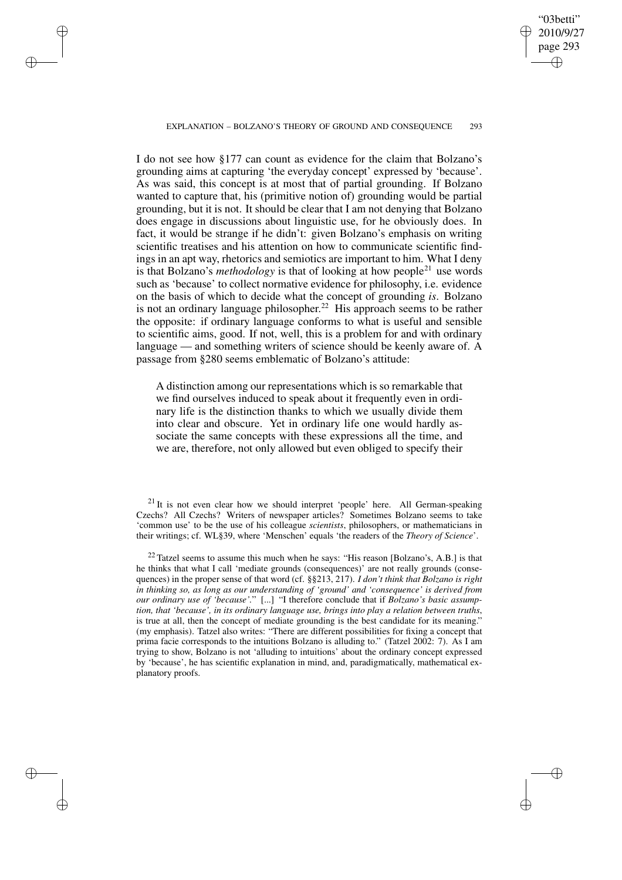I do not see how §177 can count as evidence for the claim that Bolzano's grounding aims at capturing 'the everyday concept' expressed by 'because'. As was said, this concept is at most that of partial grounding. If Bolzano wanted to capture that, his (primitive notion of) grounding would be partial grounding, but it is not. It should be clear that I am not denying that Bolzano does engage in discussions about linguistic use, for he obviously does. In fact, it would be strange if he didn't: given Bolzano's emphasis on writing scientific treatises and his attention on how to communicate scientific findings in an apt way, rhetorics and semiotics are important to him. What I deny is that Bolzano's *methodology* is that of looking at how people[21] use words such as 'because' to collect normative evidence for philosophy, i.e. evidence on the basis of which to decide what the concept of grounding *is*. Bolzano is not an ordinary language philosopher.[22] His approach seems to be rather the opposite: if ordinary language conforms to what is useful and sensible to scientific aims, good. If not, well, this is a problem for and with ordinary language — and something writers of science should be keenly aware of. A passage from §280 seems emblematic of Bolzano's attitude:

> A distinction among our representations which is so remarkable that we find ourselves induced to speak about it frequently even in ordinary life is the distinction thanks to which we usually divide them into clear and obscure. Yet in ordinary life one would hardly associate the same concepts with these expressions all the time, and we are, therefore, not only allowed but even obliged to specify their

[21] It is not even clear how we should interpret 'people' here. All German-speaking Czechs? All Czechs? Writers of newspaper articles? Sometimes Bolzano seems to take 'common use' to be the use of his colleague *scientists*, philosophers, or mathematicians in their writings; cf. WL§39, where 'Menschen' equals 'the readers of the *Theory of Science*'.

[22] Tatzel seems to assume this much when he says: "His reason [Bolzano's, A.B.] is that he thinks that what I call 'mediate grounds (consequences)' are not really grounds (consequences) in the proper sense of that word (cf. §§213, 217). *I don't think that Bolzano is right in thinking so, as long as our understanding of 'ground' and 'consequence' is derived from our ordinary use of 'because'*." [...] "I therefore conclude that if *Bolzano's basic assumption, that 'because', in its ordinary language use, brings into play a relation between truths*, is true at all, then the concept of mediate grounding is the best candidate for its meaning." (my emphasis). Tatzel also writes: "There are different possibilities for fixing a concept that prima facie corresponds to the intuitions Bolzano is alluding to." (Tatzel 2002: 7). As I am trying to show, Bolzano is not 'alluding to intuitions' about the ordinary concept expressed by 'because', he has scientific explanation in mind, and, paradigmatically, mathematical explanatory proofs.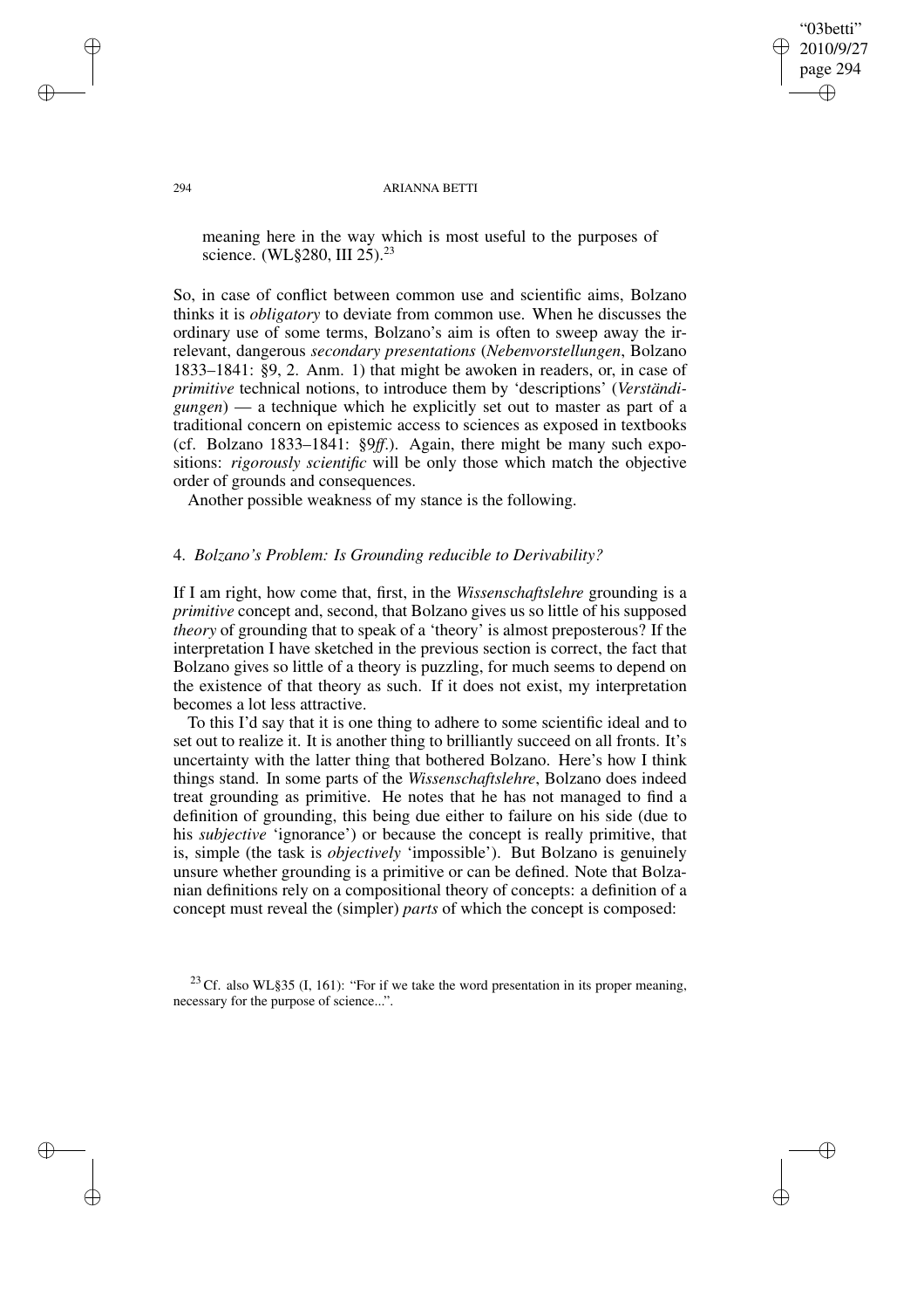meaning here in the way which is most useful to the purposes of science. (WL§280, III 25).[23]

So, in case of conflict between common use and scientific aims, Bolzano thinks it is *obligatory* to deviate from common use. When he discusses the ordinary use of some terms, Bolzano's aim is often to sweep away the irrelevant, dangerous *secondary presentations* (*Nebenvorstellungen*, Bolzano 1833–1841: §9, 2. Anm. 1) that might be awoken in readers, or, in case of *primitive* technical notions, to introduce them by 'descriptions' (*Verständigungen*) — a technique which he explicitly set out to master as part of a traditional concern on epistemic access to sciences as exposed in textbooks (cf. Bolzano 1833–1841: §9*ff*.). Again, there might be many such expositions: *rigorously scientific* will be only those which match the objective order of grounds and consequences.

Another possible weakness of my stance is the following.

### 4. *Bolzano's Problem: Is Grounding reducible to Derivability?*

If I am right, how come that, first, in the *Wissenschaftslehre* grounding is a *primitive* concept and, second, that Bolzano gives us so little of his supposed *theory* of grounding that to speak of a 'theory' is almost preposterous? If the interpretation I have sketched in the previous section is correct, the fact that Bolzano gives so little of a theory is puzzling, for much seems to depend on the existence of that theory as such. If it does not exist, my interpretation becomes a lot less attractive.

To this I'd say that it is one thing to adhere to some scientific ideal and to set out to realize it. It is another thing to brilliantly succeed on all fronts. It's uncertainty with the latter thing that bothered Bolzano. Here's how I think things stand. In some parts of the *Wissenschaftslehre*, Bolzano does indeed treat grounding as primitive. He notes that he has not managed to find a definition of grounding, this being due either to failure on his side (due to his *subjective* 'ignorance') or because the concept is really primitive, that is, simple (the task is *objectively* 'impossible'). But Bolzano is genuinely unsure whether grounding is a primitive or can be defined. Note that Bolzanian definitions rely on a compositional theory of concepts: a definition of a concept must reveal the (simpler) *parts* of which the concept is composed:

[23] Cf. also WL§35 (I, 161): "For if we take the word presentation in its proper meaning, necessary for the purpose of science...".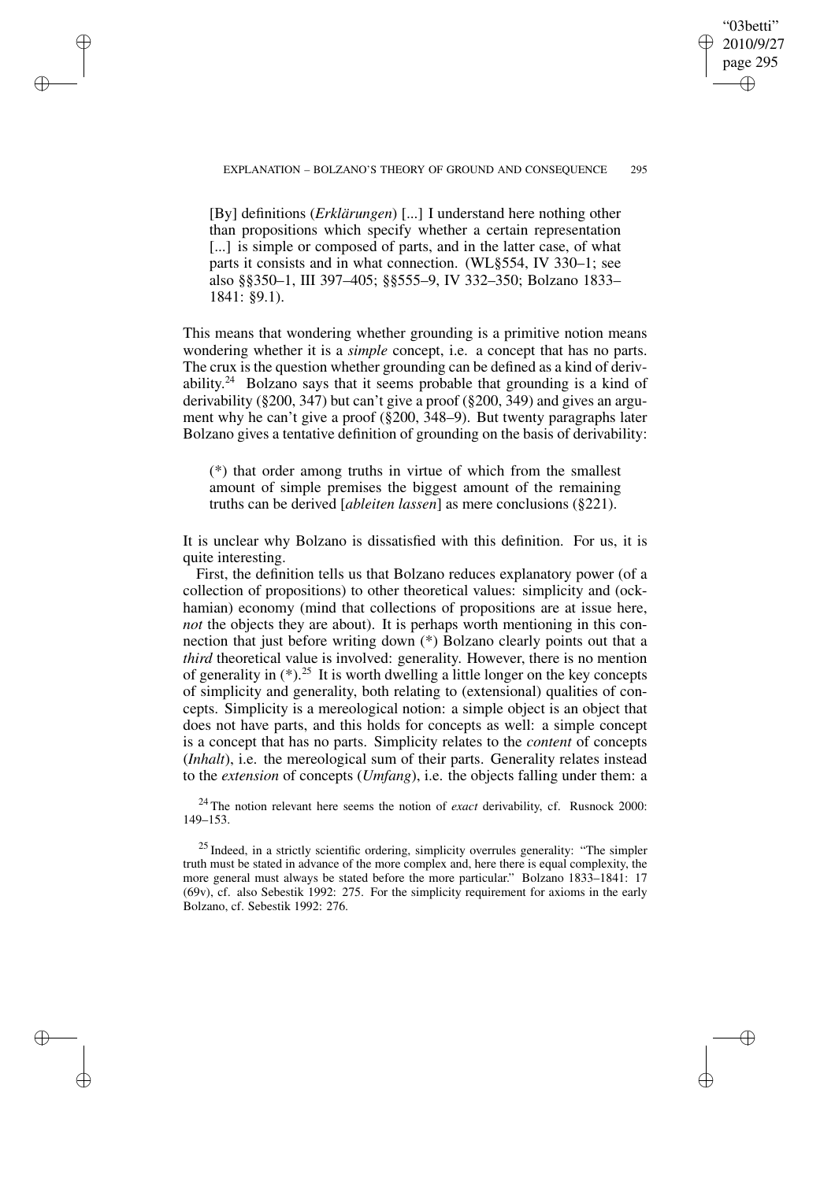> [By] definitions (*Erklärungen*) [...] I understand here nothing other than propositions which specify whether a certain representation [...] is simple or composed of parts, and in the latter case, of what parts it consists and in what connection. (WL§554, IV 330–1; see also §§350–1, III 397–405; §§555–9, IV 332–350; Bolzano 1833–1841: §9.1).

This means that wondering whether grounding is a primitive notion means wondering whether it is a *simple* concept, i.e. a concept that has no parts. The crux is the question whether grounding can be defined as a kind of derivability.[24] Bolzano says that it seems probable that grounding is a kind of derivability (§200, 347) but can't give a proof (§200, 349) and gives an argument why he can't give a proof (§200, 348–9). But twenty paragraphs later Bolzano gives a tentative definition of grounding on the basis of derivability:

> (*) that order among truths in virtue of which from the smallest amount of simple premises the biggest amount of the remaining truths can be derived [*ableiten lassen*] as mere conclusions (§221).

It is unclear why Bolzano is dissatisfied with this definition. For us, it is quite interesting.

First, the definition tells us that Bolzano reduces explanatory power (of a collection of propositions) to other theoretical values: simplicity and (ockhamian) economy (mind that collections of propositions are at issue here, *not* the objects they are about). It is perhaps worth mentioning in this connection that just before writing down (*) Bolzano clearly points out that a *third* theoretical value is involved: generality. However, there is no mention of generality in (*).[25] It is worth dwelling a little longer on the key concepts of simplicity and generality, both relating to (extensional) qualities of concepts. Simplicity is a mereological notion: a simple object is an object that does not have parts, and this holds for concepts as well: a simple concept is a concept that has no parts. Simplicity relates to the *content* of concepts (*Inhalt*), i.e. the mereological sum of their parts. Generality relates instead to the *extension* of concepts (*Umfang*), i.e. the objects falling under them: a

[24] The notion relevant here seems the notion of *exact* derivability, cf. Rusnock 2000: 149–153.

[25] Indeed, in a strictly scientific ordering, simplicity overrules generality: "The simpler truth must be stated in advance of the more complex and, here there is equal complexity, the more general must always be stated before the more particular." Bolzano 1833–1841: 17 (69v), cf. also Sebestik 1992: 275. For the simplicity requirement for axioms in the early Bolzano, cf. Sebestik 1992: 276.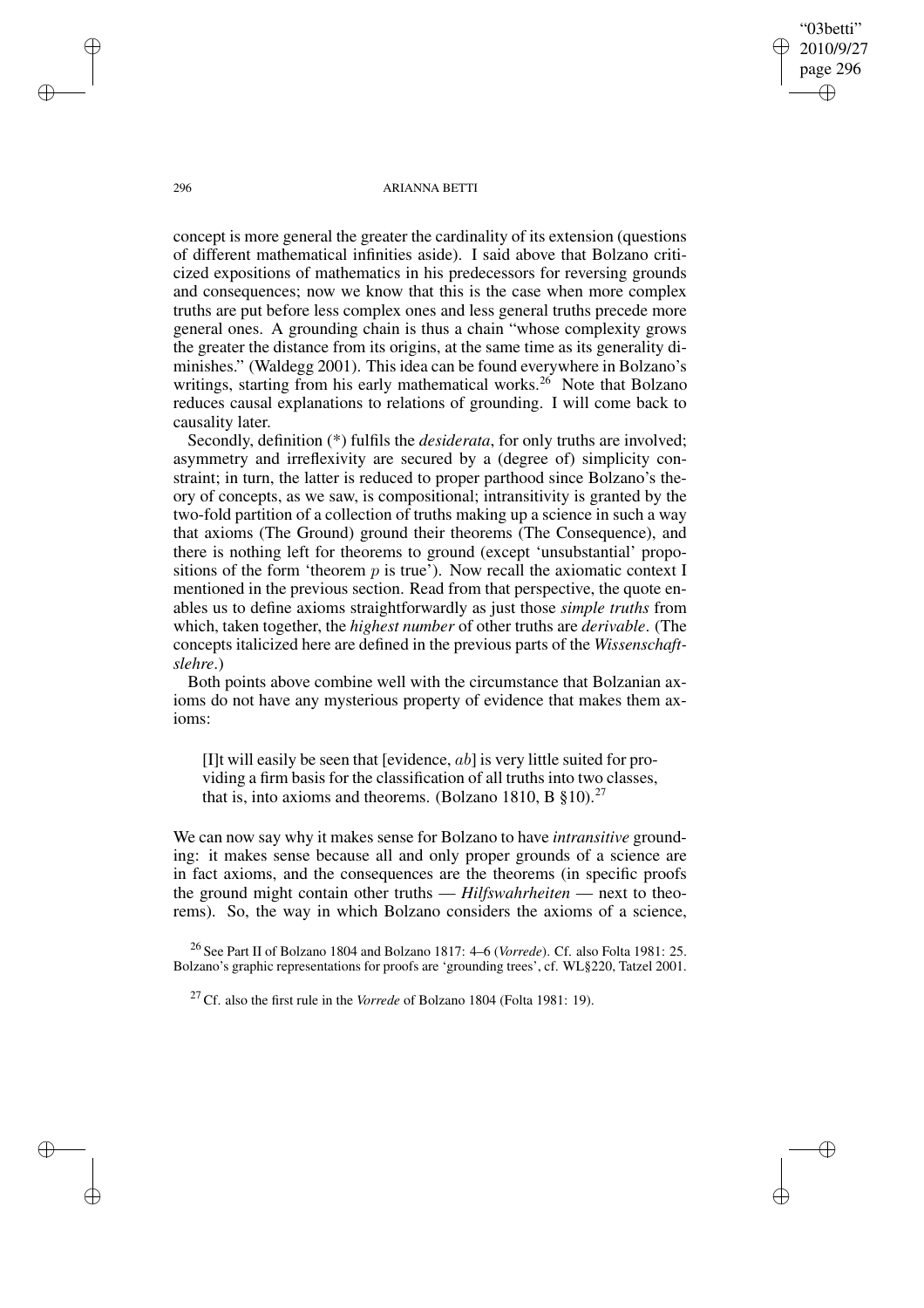concept is more general the greater the cardinality of its extension (questions of different mathematical infinities aside). I said above that Bolzano criticized expositions of mathematics in his predecessors for reversing grounds and consequences; now we know that this is the case when more complex truths are put before less complex ones and less general truths precede more general ones. A grounding chain is thus a chain "whose complexity grows the greater the distance from its origins, at the same time as its generality diminishes." (Waldegg 2001). This idea can be found everywhere in Bolzano's writings, starting from his early mathematical works.[26] Note that Bolzano reduces causal explanations to relations of grounding. I will come back to causality later.

Secondly, definition (*) fulfils the *desiderata*, for only truths are involved; asymmetry and irreflexivity are secured by a (degree of) simplicity constraint; in turn, the latter is reduced to proper parthood since Bolzano's theory of concepts, as we saw, is compositional; intransitivity is granted by the two-fold partition of a collection of truths making up a science in such a way that axioms (The Ground) ground their theorems (The Consequence), and there is nothing left for theorems to ground (except 'unsubstantial' propositions of the form 'theorem $p$ is true'). Now recall the axiomatic context I mentioned in the previous section. Read from that perspective, the quote enables us to define axioms straightforwardly as just those *simple truths* from which, taken together, the *highest number* of other truths are *derivable*. (The concepts italicized here are defined in the previous parts of the *Wissenschaftslehre*.)

Both points above combine well with the circumstance that Bolzanian axioms do not have any mysterious property of evidence that makes them axioms:

> [I]t will easily be seen that [evidence, *ab*] is very little suited for providing a firm basis for the classification of all truths into two classes, that is, into axioms and theorems. (Bolzano 1810, B §10).[27]

We can now say why it makes sense for Bolzano to have *intransitive* grounding: it makes sense because all and only proper grounds of a science are in fact axioms, and the consequences are the theorems (in specific proofs the ground might contain other truths — *Hilfswahrheiten* — next to theorems). So, the way in which Bolzano considers the axioms of a science,

[26] See Part II of Bolzano 1804 and Bolzano 1817: 4–6 (*Vorrede*). Cf. also Folta 1981: 25. Bolzano's graphic representations for proofs are 'grounding trees', cf. WL§220, Tatzel 2001.

[27] Cf. also the first rule in the *Vorrede* of Bolzano 1804 (Folta 1981: 19).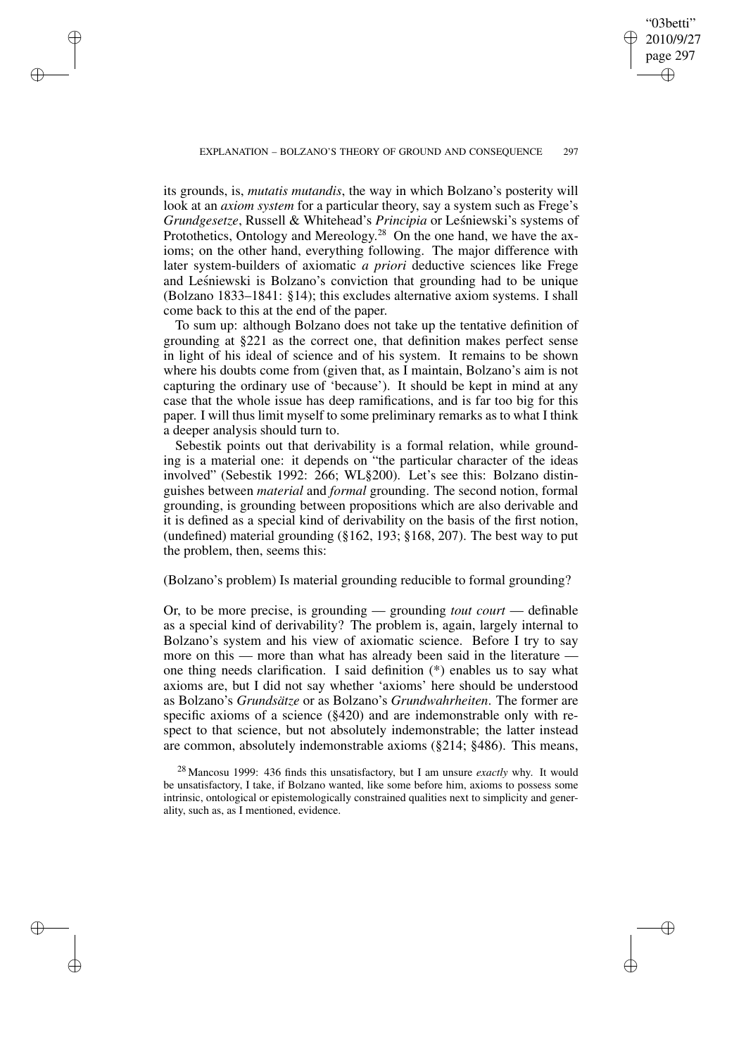its grounds, is, *mutatis mutandis*, the way in which Bolzano's posterity will look at an *axiom system* for a particular theory, say a system such as Frege's *Grundgesetze*, Russell & Whitehead's *Principia* or Leśniewski's systems of Protothetics, Ontology and Mereology.[28] On the one hand, we have the axioms; on the other hand, everything following. The major difference with later system-builders of axiomatic *a priori* deductive sciences like Frege and Leśniewski is Bolzano's conviction that grounding had to be unique (Bolzano 1833–1841: §14); this excludes alternative axiom systems. I shall come back to this at the end of the paper.

To sum up: although Bolzano does not take up the tentative definition of grounding at §221 as the correct one, that definition makes perfect sense in light of his ideal of science and of his system. It remains to be shown where his doubts come from (given that, as I maintain, Bolzano's aim is not capturing the ordinary use of 'because'). It should be kept in mind at any case that the whole issue has deep ramifications, and is far too big for this paper. I will thus limit myself to some preliminary remarks as to what I think a deeper analysis should turn to.

Sebestik points out that derivability is a formal relation, while grounding is a material one: it depends on "the particular character of the ideas involved" (Sebestik 1992: 266; WL§200). Let's see this: Bolzano distinguishes between *material* and *formal* grounding. The second notion, formal grounding, is grounding between propositions which are also derivable and it is defined as a special kind of derivability on the basis of the first notion, (undefined) material grounding (§162, 193; §168, 207). The best way to put the problem, then, seems this:

(Bolzano's problem) Is material grounding reducible to formal grounding?

Or, to be more precise, is grounding — grounding *tout court* — definable as a special kind of derivability? The problem is, again, largely internal to Bolzano's system and his view of axiomatic science. Before I try to say more on this — more than what has already been said in the literature — one thing needs clarification. I said definition (*) enables us to say what axioms are, but I did not say whether 'axioms' here should be understood as Bolzano's *Grundsätze* or as Bolzano's *Grundwahrheiten*. The former are specific axioms of a science (§420) and are indemonstrable only with respect to that science, but not absolutely indemonstrable; the latter instead are common, absolutely indemonstrable axioms (§214; §486). This means,

[28] Mancosu 1999: 436 finds this unsatisfactory, but I am unsure *exactly* why. It would be unsatisfactory, I take, if Bolzano wanted, like some before him, axioms to possess some intrinsic, ontological or epistemologically constrained qualities next to simplicity and generality, such as, as I mentioned, evidence.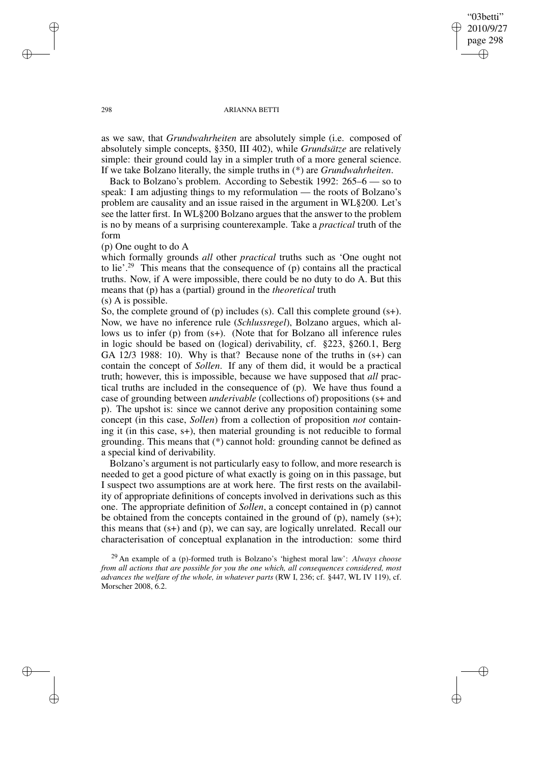as we saw, that *Grundwahrheiten* are absolutely simple (i.e. composed of absolutely simple concepts, §350, III 402), while *Grundsätze* are relatively simple: their ground could lay in a simpler truth of a more general science. If we take Bolzano literally, the simple truths in (*) are *Grundwahrheiten*.

Back to Bolzano's problem. According to Sebestik 1992: 265–6 — so to speak: I am adjusting things to my reformulation — the roots of Bolzano's problem are causality and an issue raised in the argument in WL§200. Let's see the latter first. In WL§200 Bolzano argues that the answer to the problem is no by means of a surprising counterexample. Take a *practical* truth of the form

(p) One ought to do A

which formally grounds *all* other *practical* truths such as 'One ought not to lie'.[29] This means that the consequence of (p) contains all the practical truths. Now, if A were impossible, there could be no duty to do A. But this means that (p) has a (partial) ground in the *theoretical* truth

(s) A is possible.

So, the complete ground of (p) includes (s). Call this complete ground (s+). Now, we have no inference rule (*Schlussregel*), Bolzano argues, which allows us to infer (p) from (s+). (Note that for Bolzano all inference rules in logic should be based on (logical) derivability, cf. §223, §260.1, Berg GA 12/3 1988: 10). Why is that? Because none of the truths in (s+) can contain the concept of *Sollen*. If any of them did, it would be a practical truth; however, this is impossible, because we have supposed that *all* practical truths are included in the consequence of (p). We have thus found a case of grounding between *underivable* (collections of) propositions (s+ and p). The upshot is: since we cannot derive any proposition containing some concept (in this case, *Sollen*) from a collection of proposition *not* containing it (in this case, s+), then material grounding is not reducible to formal grounding. This means that (*) cannot hold: grounding cannot be defined as a special kind of derivability.

Bolzano's argument is not particularly easy to follow, and more research is needed to get a good picture of what exactly is going on in this passage, but I suspect two assumptions are at work here. The first rests on the availability of appropriate definitions of concepts involved in derivations such as this one. The appropriate definition of *Sollen*, a concept contained in (p) cannot be obtained from the concepts contained in the ground of (p), namely (s+); this means that (s+) and (p), we can say, are logically unrelated. Recall our characterisation of conceptual explanation in the introduction: some third

[29] An example of a (p)-formed truth is Bolzano's 'highest moral law': *Always choose from all actions that are possible for you the one which, all consequences considered, most advances the welfare of the whole, in whatever parts* (RW I, 236; cf. §447, WL IV 119), cf. Morscher 2008, 6.2.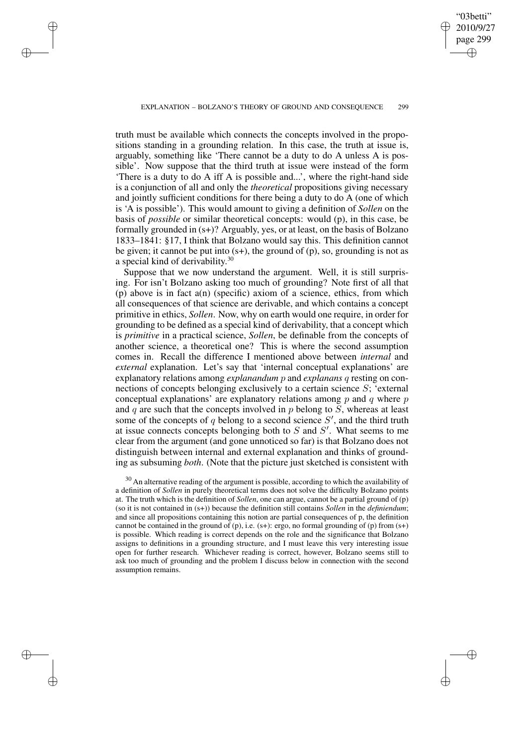truth must be available which connects the concepts involved in the propositions standing in a grounding relation. In this case, the truth at issue is, arguably, something like 'There cannot be a duty to do A unless A is possible'. Now suppose that the third truth at issue were instead of the form 'There is a duty to do A iff A is possible and...', where the right-hand side is a conjunction of all and only the *theoretical* propositions giving necessary and jointly sufficient conditions for there being a duty to do A (one of which is 'A is possible'). This would amount to giving a definition of *Sollen* on the basis of *possible* or similar theoretical concepts: would (p), in this case, be formally grounded in (s+)? Arguably, yes, or at least, on the basis of Bolzano 1833–1841: §17, I think that Bolzano would say this. This definition cannot be given; it cannot be put into (s+), the ground of (p), so, grounding is not as a special kind of derivability.[30]

Suppose that we now understand the argument. Well, it is still surprising. For isn't Bolzano asking too much of grounding? Note first of all that (p) above is in fact a(n) (specific) axiom of a science, ethics, from which all consequences of that science are derivable, and which contains a concept primitive in ethics, *Sollen*. Now, why on earth would one require, in order for grounding to be defined as a special kind of derivability, that a concept which is *primitive* in a practical science, *Sollen*, be definable from the concepts of another science, a theoretical one? This is where the second assumption comes in. Recall the difference I mentioned above between *internal* and *external* explanation. Let's say that 'internal conceptual explanations' are explanatory relations among *explanandum* $p$ and *explanans* $q$ resting on connections of concepts belonging exclusively to a certain science $S$; 'external conceptual explanations' are explanatory relations among $p$ and $q$ where $p$ and $q$ are such that the concepts involved in $p$ belong to $S$, whereas at least some of the concepts of $q$ belong to a second science $S'$, and the third truth at issue connects concepts belonging both to $S$ and $S'$. What seems to me clear from the argument (and gone unnoticed so far) is that Bolzano does not distinguish between internal and external explanation and thinks of grounding as subsuming *both*. (Note that the picture just sketched is consistent with

[30] An alternative reading of the argument is possible, according to which the availability of a definition of *Sollen* in purely theoretical terms does not solve the difficulty Bolzano points at. The truth which is the definition of *Sollen*, one can argue, cannot be a partial ground of (p) (so it is not contained in (s+)) because the definition still contains *Sollen* in the *definiendum*; and since all propositions containing this notion are partial consequences of p, the definition cannot be contained in the ground of (p), i.e. (s+): ergo, no formal grounding of (p) from (s+) is possible. Which reading is correct depends on the role and the significance that Bolzano assigns to definitions in a grounding structure, and I must leave this very interesting issue open for further research. Whichever reading is correct, however, Bolzano seems still to ask too much of grounding and the problem I discuss below in connection with the second assumption remains.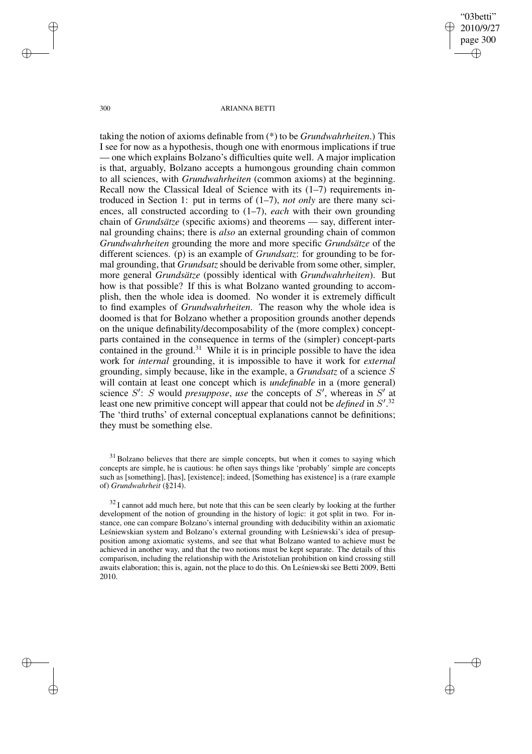taking the notion of axioms definable from (*) to be *Grundwahrheiten*.) This I see for now as a hypothesis, though one with enormous implications if true — one which explains Bolzano's difficulties quite well. A major implication is that, arguably, Bolzano accepts a humongous grounding chain common to all sciences, with *Grundwahrheiten* (common axioms) at the beginning. Recall now the Classical Ideal of Science with its (1–7) requirements introduced in Section 1: put in terms of (1–7), *not only* are there many sciences, all constructed according to (1–7), *each* with their own grounding chain of *Grundsätze* (specific axioms) and theorems — say, different internal grounding chains; there is *also* an external grounding chain of common *Grundwahrheiten* grounding the more and more specific *Grundsätze* of the different sciences. (p) is an example of *Grundsatz*: for grounding to be formal grounding, that *Grundsatz* should be derivable from some other, simpler, more general *Grundsätze* (possibly identical with *Grundwahrheiten*). But how is that possible? If this is what Bolzano wanted grounding to accomplish, then the whole idea is doomed. No wonder it is extremely difficult to find examples of *Grundwahrheiten*. The reason why the whole idea is doomed is that for Bolzano whether a proposition grounds another depends on the unique definability/decomposability of the (more complex) concept-parts contained in the consequence in terms of the (simpler) concept-parts contained in the ground.[31] While it is in principle possible to have the idea work for *internal* grounding, it is impossible to have it work for *external* grounding, simply because, like in the example, a *Grundsatz* of a science $S$ will contain at least one concept which is *undefinable* in a (more general) science $S'$: $S$ would *presuppose*, *use* the concepts of $S'$, whereas in $S'$ at least one new primitive concept will appear that could not be *defined* in $S'$.[32] The 'third truths' of external conceptual explanations cannot be definitions; they must be something else.

[31] Bolzano believes that there are simple concepts, but when it comes to saying which concepts are simple, he is cautious: he often says things like 'probably' simple are concepts such as [something], [has], [existence]; indeed, [Something has existence] is a (rare example of) *Grundwahrheit* (§214).

[32] I cannot add much here, but note that this can be seen clearly by looking at the further development of the notion of grounding in the history of logic: it got split in two. For instance, one can compare Bolzano's internal grounding with deducibility within an axiomatic Leśniewskian system and Bolzano's external grounding with Leśniewski's idea of presupposition among axiomatic systems, and see that what Bolzano wanted to achieve must be achieved in another way, and that the two notions must be kept separate. The details of this comparison, including the relationship with the Aristotelian prohibition on kind crossing still awaits elaboration; this is, again, not the place to do this. On Leśniewski see Betti 2009, Betti 2010.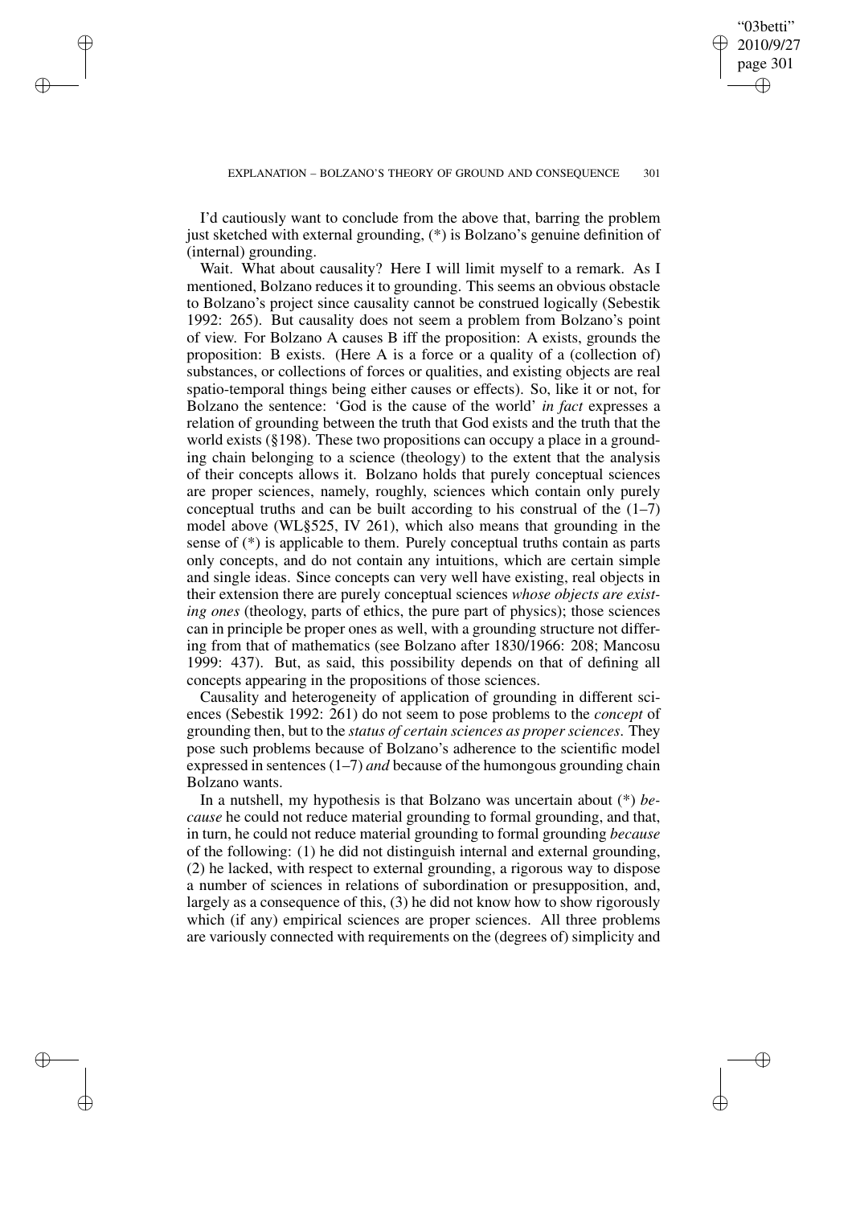I'd cautiously want to conclude from the above that, barring the problem just sketched with external grounding, (*) is Bolzano's genuine definition of (internal) grounding.

Wait. What about causality? Here I will limit myself to a remark. As I mentioned, Bolzano reduces it to grounding. This seems an obvious obstacle to Bolzano's project since causality cannot be construed logically (Sebestik 1992: 265). But causality does not seem a problem from Bolzano's point of view. For Bolzano A causes B iff the proposition: A exists, grounds the proposition: B exists. (Here A is a force or a quality of a (collection of) substances, or collections of forces or qualities, and existing objects are real spatio-temporal things being either causes or effects). So, like it or not, for Bolzano the sentence: 'God is the cause of the world' *in fact* expresses a relation of grounding between the truth that God exists and the truth that the world exists (§198). These two propositions can occupy a place in a grounding chain belonging to a science (theology) to the extent that the analysis of their concepts allows it. Bolzano holds that purely conceptual sciences are proper sciences, namely, roughly, sciences which contain only purely conceptual truths and can be built according to his construal of the (1–7) model above (WL§525, IV 261), which also means that grounding in the sense of (*) is applicable to them. Purely conceptual truths contain as parts only concepts, and do not contain any intuitions, which are certain simple and single ideas. Since concepts can very well have existing, real objects in their extension there are purely conceptual sciences *whose objects are existing ones* (theology, parts of ethics, the pure part of physics); those sciences can in principle be proper ones as well, with a grounding structure not differing from that of mathematics (see Bolzano after 1830/1966: 208; Mancosu 1999: 437). But, as said, this possibility depends on that of defining all concepts appearing in the propositions of those sciences.

Causality and heterogeneity of application of grounding in different sciences (Sebestik 1992: 261) do not seem to pose problems to the *concept* of grounding then, but to the *status of certain sciences as proper sciences*. They pose such problems because of Bolzano's adherence to the scientific model expressed in sentences (1–7) *and* because of the humongous grounding chain Bolzano wants.

In a nutshell, my hypothesis is that Bolzano was uncertain about (*) *because* he could not reduce material grounding to formal grounding, and that, in turn, he could not reduce material grounding to formal grounding *because* of the following: (1) he did not distinguish internal and external grounding, (2) he lacked, with respect to external grounding, a rigorous way to dispose a number of sciences in relations of subordination or presupposition, and, largely as a consequence of this, (3) he did not know how to show rigorously which (if any) empirical sciences are proper sciences. All three problems are variously connected with requirements on the (degrees of) simplicity and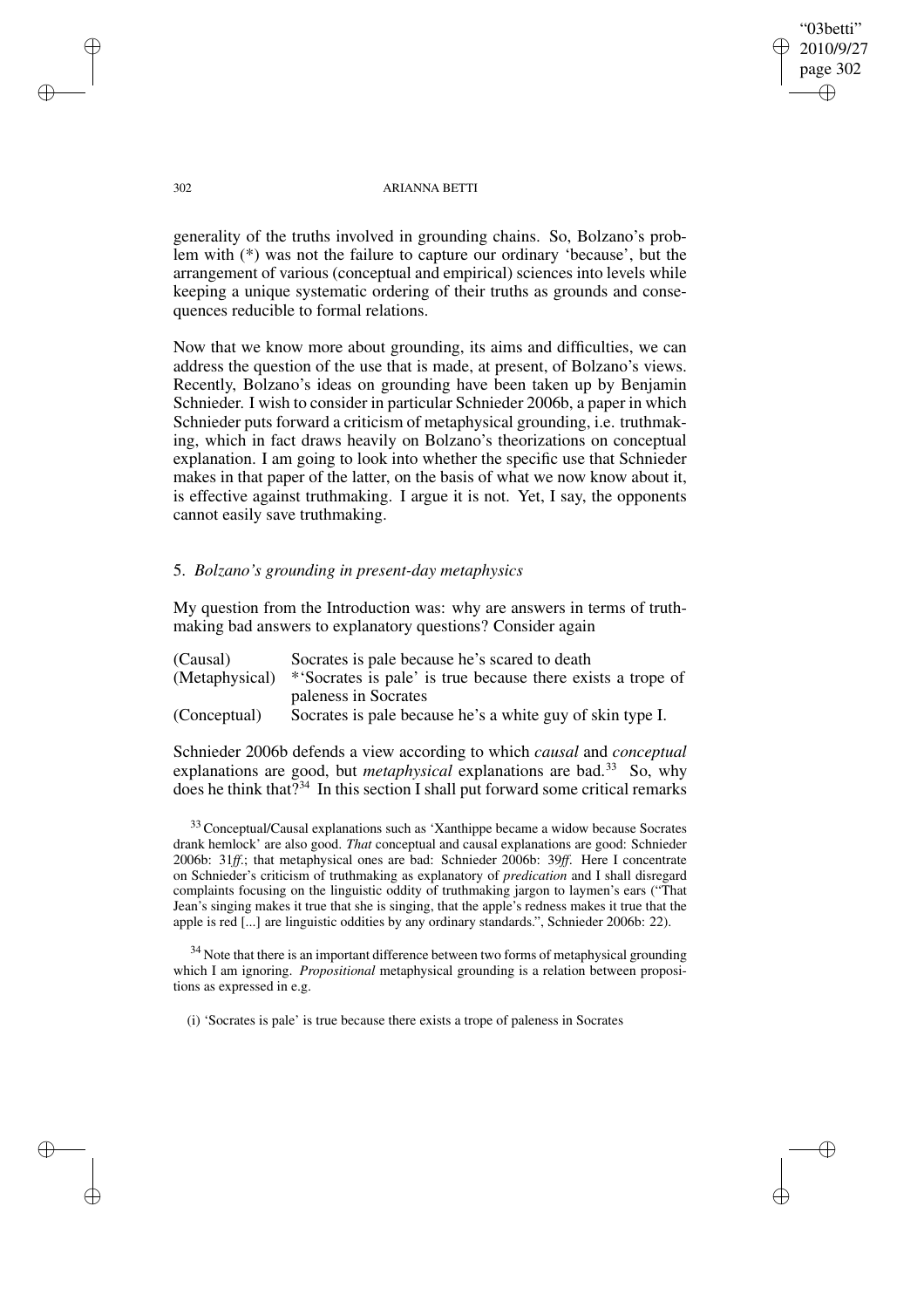generality of the truths involved in grounding chains. So, Bolzano's problem with (*) was not the failure to capture our ordinary 'because', but the arrangement of various (conceptual and empirical) sciences into levels while keeping a unique systematic ordering of their truths as grounds and consequences reducible to formal relations.

Now that we know more about grounding, its aims and difficulties, we can address the question of the use that is made, at present, of Bolzano's views. Recently, Bolzano's ideas on grounding have been taken up by Benjamin Schnieder. I wish to consider in particular Schnieder 2006b, a paper in which Schnieder puts forward a criticism of metaphysical grounding, i.e. truthmaking, which in fact draws heavily on Bolzano's theorizations on conceptual explanation. I am going to look into whether the specific use that Schnieder makes in that paper of the latter, on the basis of what we now know about it, is effective against truthmaking. I argue it is not. Yet, I say, the opponents cannot easily save truthmaking.

## 5. *Bolzano's grounding in present-day metaphysics*

My question from the Introduction was: why are answers in terms of truthmaking bad answers to explanatory questions? Consider again

| | |
|---|---|
| (Causal) | Socrates is pale because he's scared to death |
| (Metaphysical) | *'Socrates is pale' is true because there exists a trope of paleness in Socrates |
| (Conceptual) | Socrates is pale because he's a white guy of skin type I. |

Schnieder 2006b defends a view according to which *causal* and *conceptual* explanations are good, but *metaphysical* explanations are bad.[33] So, why does he think that?[34] In this section I shall put forward some critical remarks

[33] Conceptual/Causal explanations such as 'Xanthippe became a widow because Socrates drank hemlock' are also good. *That* conceptual and causal explanations are good: Schnieder 2006b: 31*ff*.; that metaphysical ones are bad: Schnieder 2006b: 39*ff*. Here I concentrate on Schnieder's criticism of truthmaking as explanatory of *predication* and I shall disregard complaints focusing on the linguistic oddity of truthmaking jargon to laymen's ears ("That Jean's singing makes it true that she is singing, that the apple's redness makes it true that the apple is red [...] are linguistic oddities by any ordinary standards.", Schnieder 2006b: 22).

[34] Note that there is an important difference between two forms of metaphysical grounding which I am ignoring. *Propositional* metaphysical grounding is a relation between propositions as expressed in e.g.

(i) 'Socrates is pale' is true because there exists a trope of paleness in Socrates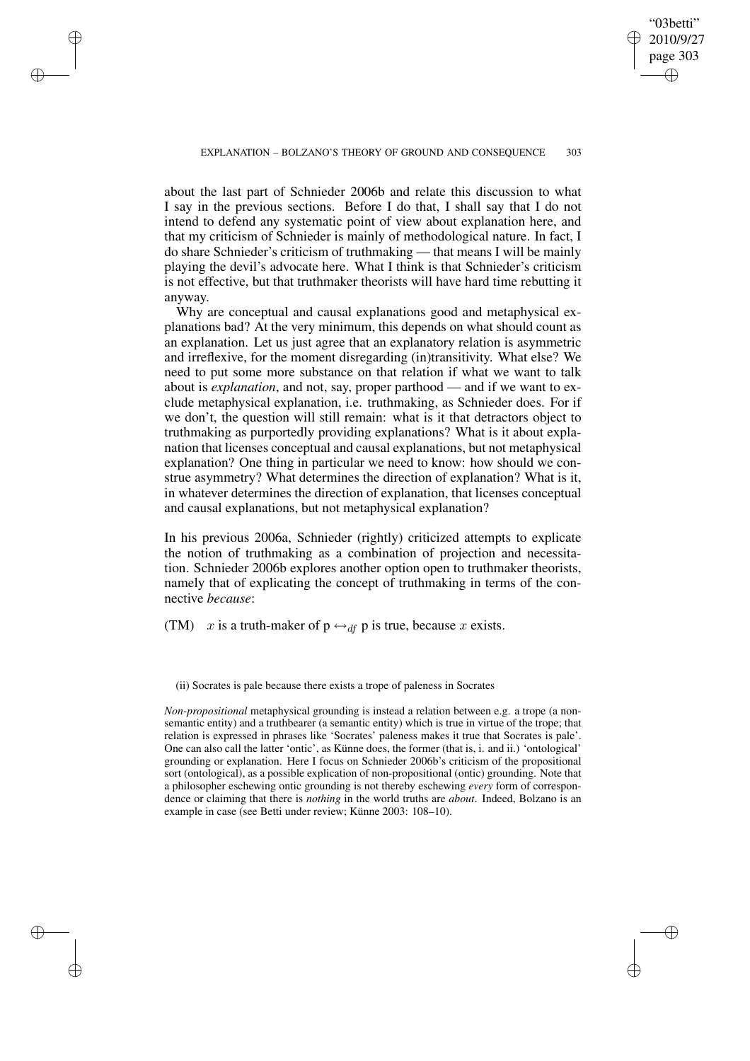about the last part of Schnieder 2006b and relate this discussion to what I say in the previous sections. Before I do that, I shall say that I do not intend to defend any systematic point of view about explanation here, and that my criticism of Schnieder is mainly of methodological nature. In fact, I do share Schnieder's criticism of truthmaking — that means I will be mainly playing the devil's advocate here. What I think is that Schnieder's criticism is not effective, but that truthmaker theorists will have hard time rebutting it anyway.

Why are conceptual and causal explanations good and metaphysical explanations bad? At the very minimum, this depends on what should count as an explanation. Let us just agree that an explanatory relation is asymmetric and irreflexive, for the moment disregarding (in)transitivity. What else? We need to put some more substance on that relation if what we want to talk about is *explanation*, and not, say, proper parthood — and if we want to exclude metaphysical explanation, i.e. truthmaking, as Schnieder does. For if we don't, the question will still remain: what is it that detractors object to truthmaking as purportedly providing explanations? What is it about explanation that licenses conceptual and causal explanations, but not metaphysical explanation? One thing in particular we need to know: how should we construe asymmetry? What determines the direction of explanation? What is it, in whatever determines the direction of explanation, that licenses conceptual and causal explanations, but not metaphysical explanation?

In his previous 2006a, Schnieder (rightly) criticized attempts to explicate the notion of truthmaking as a combination of projection and necessitation. Schnieder 2006b explores another option open to truthmaker theorists, namely that of explicating the concept of truthmaking in terms of the connective *because*:

(TM) $x$ is a truth-maker of p $\leftrightarrow_{df}$ p is true, because $x$ exists.

(ii) Socrates is pale because there exists a trope of paleness in Socrates

*Non-propositional* metaphysical grounding is instead a relation between e.g. a trope (a non-semantic entity) and a truthbearer (a semantic entity) which is true in virtue of the trope; that relation is expressed in phrases like 'Socrates' paleness makes it true that Socrates is pale'. One can also call the latter 'ontic', as Künne does, the former (that is, i. and ii.) 'ontological' grounding or explanation. Here I focus on Schnieder 2006b's criticism of the propositional sort (ontological), as a possible explication of non-propositional (ontic) grounding. Note that a philosopher eschewing ontic grounding is not thereby eschewing *every* form of correspondence or claiming that there is *nothing* in the world truths are *about*. Indeed, Bolzano is an example in case (see Betti under review; Künne 2003: 108–10).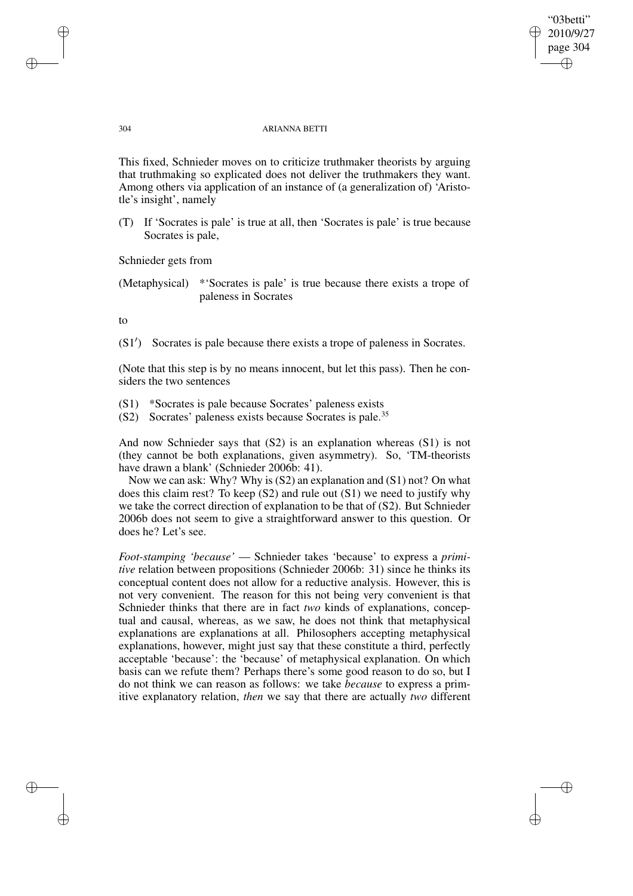This fixed, Schnieder moves on to criticize truthmaker theorists by arguing that truthmaking so explicated does not deliver the truthmakers they want. Among others via application of an instance of (a generalization of) 'Aristotle's insight', namely

(T) If 'Socrates is pale' is true at all, then 'Socrates is pale' is true because Socrates is pale,

Schnieder gets from

(Metaphysical) *'Socrates is pale' is true because there exists a trope of paleness in Socrates

to

(S1′) Socrates is pale because there exists a trope of paleness in Socrates.

(Note that this step is by no means innocent, but let this pass). Then he considers the two sentences

(S1) *Socrates is pale because Socrates' paleness exists
(S2) Socrates' paleness exists because Socrates is pale.[35]

And now Schnieder says that (S2) is an explanation whereas (S1) is not (they cannot be both explanations, given asymmetry). So, 'TM-theorists have drawn a blank' (Schnieder 2006b: 41).

Now we can ask: Why? Why is (S2) an explanation and (S1) not? On what does this claim rest? To keep (S2) and rule out (S1) we need to justify why we take the correct direction of explanation to be that of (S2). But Schnieder 2006b does not seem to give a straightforward answer to this question. Or does he? Let's see.

*Foot-stamping 'because'* — Schnieder takes 'because' to express a *primitive* relation between propositions (Schnieder 2006b: 31) since he thinks its conceptual content does not allow for a reductive analysis. However, this is not very convenient. The reason for this not being very convenient is that Schnieder thinks that there are in fact *two* kinds of explanations, conceptual and causal, whereas, as we saw, he does not think that metaphysical explanations are explanations at all. Philosophers accepting metaphysical explanations, however, might just say that these constitute a third, perfectly acceptable 'because': the 'because' of metaphysical explanation. On which basis can we refute them? Perhaps there's some good reason to do so, but I do not think we can reason as follows: we take *because* to express a primitive explanatory relation, *then* we say that there are actually *two* different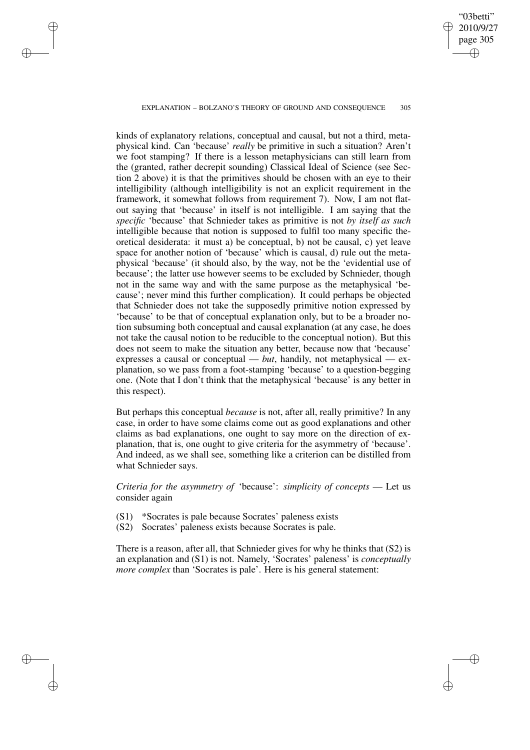kinds of explanatory relations, conceptual and causal, but not a third, metaphysical kind. Can 'because' *really* be primitive in such a situation? Aren't we foot stamping? If there is a lesson metaphysicians can still learn from the (granted, rather decrepit sounding) Classical Ideal of Science (see Section 2 above) it is that the primitives should be chosen with an eye to their intelligibility (although intelligibility is not an explicit requirement in the framework, it somewhat follows from requirement 7). Now, I am not flat-out saying that 'because' in itself is not intelligible. I am saying that the *specific* 'because' that Schnieder takes as primitive is not *by itself as such* intelligible because that notion is supposed to fulfil too many specific theoretical desiderata: it must a) be conceptual, b) not be causal, c) yet leave space for another notion of 'because' which is causal, d) rule out the metaphysical 'because' (it should also, by the way, not be the 'evidential use of because'; the latter use however seems to be excluded by Schnieder, though not in the same way and with the same purpose as the metaphysical 'because'; never mind this further complication). It could perhaps be objected that Schnieder does not take the supposedly primitive notion expressed by 'because' to be that of conceptual explanation only, but to be a broader notion subsuming both conceptual and causal explanation (at any case, he does not take the causal notion to be reducible to the conceptual notion). But this does not seem to make the situation any better, because now that 'because' expresses a causal or conceptual — *but*, handily, not metaphysical — explanation, so we pass from a foot-stamping 'because' to a question-begging one. (Note that I don't think that the metaphysical 'because' is any better in this respect).

But perhaps this conceptual *because* is not, after all, really primitive? In any case, in order to have some claims come out as good explanations and other claims as bad explanations, one ought to say more on the direction of explanation, that is, one ought to give criteria for the asymmetry of 'because'. And indeed, as we shall see, something like a criterion can be distilled from what Schnieder says.

*Criteria for the asymmetry of* 'because': *simplicity of concepts* — Let us consider again

(S1) *Socrates is pale because Socrates' paleness exists
(S2) Socrates' paleness exists because Socrates is pale.

There is a reason, after all, that Schnieder gives for why he thinks that (S2) is an explanation and (S1) is not. Namely, 'Socrates' paleness' is *conceptually more complex* than 'Socrates is pale'. Here is his general statement: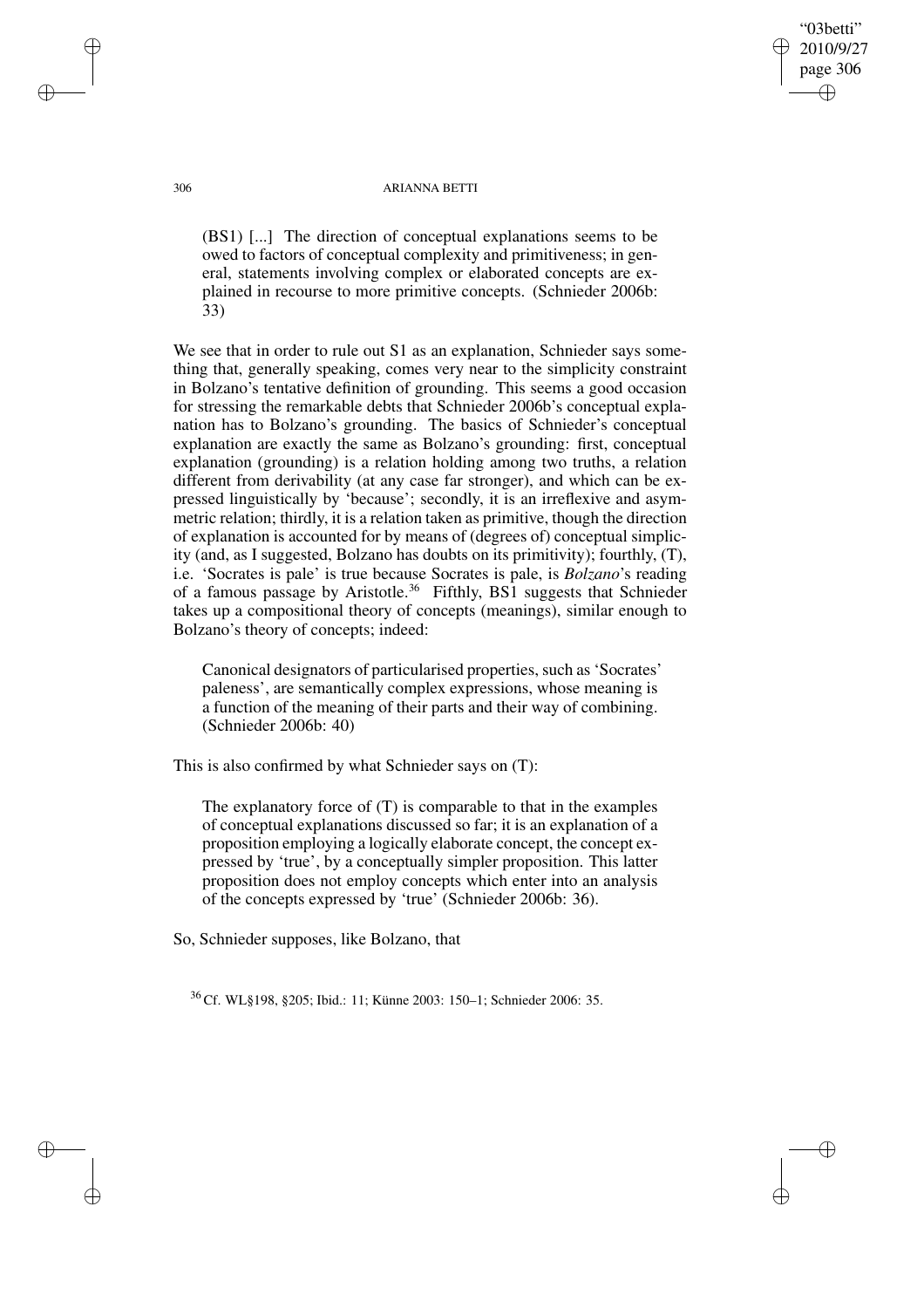(BS1) [...] The direction of conceptual explanations seems to be owed to factors of conceptual complexity and primitiveness; in general, statements involving complex or elaborated concepts are explained in recourse to more primitive concepts. (Schnieder 2006b: 33)

We see that in order to rule out S1 as an explanation, Schnieder says something that, generally speaking, comes very near to the simplicity constraint in Bolzano's tentative definition of grounding. This seems a good occasion for stressing the remarkable debts that Schnieder 2006b's conceptual explanation has to Bolzano's grounding. The basics of Schnieder's conceptual explanation are exactly the same as Bolzano's grounding: first, conceptual explanation (grounding) is a relation holding among two truths, a relation different from derivability (at any case far stronger), and which can be expressed linguistically by 'because'; secondly, it is an irreflexive and asymmetric relation; thirdly, it is a relation taken as primitive, though the direction of explanation is accounted for by means of (degrees of) conceptual simplicity (and, as I suggested, Bolzano has doubts on its primitivity); fourthly, (T), i.e. 'Socrates is pale' is true because Socrates is pale, is *Bolzano*'s reading of a famous passage by Aristotle.[36] Fifthly, BS1 suggests that Schnieder takes up a compositional theory of concepts (meanings), similar enough to Bolzano's theory of concepts; indeed:

> Canonical designators of particularised properties, such as 'Socrates' paleness', are semantically complex expressions, whose meaning is a function of the meaning of their parts and their way of combining. (Schnieder 2006b: 40)

This is also confirmed by what Schnieder says on (T):

> The explanatory force of (T) is comparable to that in the examples of conceptual explanations discussed so far; it is an explanation of a proposition employing a logically elaborate concept, the concept expressed by 'true', by a conceptually simpler proposition. This latter proposition does not employ concepts which enter into an analysis of the concepts expressed by 'true' (Schnieder 2006b: 36).

So, Schnieder supposes, like Bolzano, that

[36] Cf. WL§198, §205; Ibid.: 11; Künne 2003: 150–1; Schnieder 2006: 35.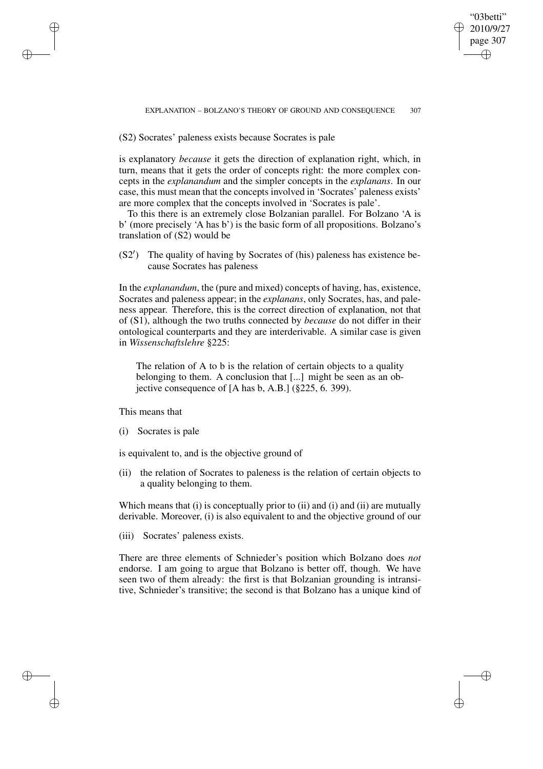(S2) Socrates' paleness exists because Socrates is pale

is explanatory *because* it gets the direction of explanation right, which, in turn, means that it gets the order of concepts right: the more complex concepts in the *explanandum* and the simpler concepts in the *explanans*. In our case, this must mean that the concepts involved in 'Socrates' paleness exists' are more complex that the concepts involved in 'Socrates is pale'.

To this there is an extremely close Bolzanian parallel. For Bolzano 'A is b' (more precisely 'A has b') is the basic form of all propositions. Bolzano's translation of (S2) would be

(S2′) The quality of having by Socrates of (his) paleness has existence because Socrates has paleness

In the *explanandum*, the (pure and mixed) concepts of having, has, existence, Socrates and paleness appear; in the *explanans*, only Socrates, has, and paleness appear. Therefore, this is the correct direction of explanation, not that of (S1), although the two truths connected by *because* do not differ in their ontological counterparts and they are interderivable. A similar case is given in *Wissenschaftslehre* §225:

> The relation of A to b is the relation of certain objects to a quality belonging to them. A conclusion that [...] might be seen as an objective consequence of [A has b, A.B.] (§225, 6. 399).

This means that

(i) Socrates is pale

is equivalent to, and is the objective ground of

(ii) the relation of Socrates to paleness is the relation of certain objects to a quality belonging to them.

Which means that (i) is conceptually prior to (ii) and (i) and (ii) are mutually derivable. Moreover, (i) is also equivalent to and the objective ground of our

(iii) Socrates' paleness exists.

There are three elements of Schnieder's position which Bolzano does *not* endorse. I am going to argue that Bolzano is better off, though. We have seen two of them already: the first is that Bolzanian grounding is intransitive, Schnieder's transitive; the second is that Bolzano has a unique kind of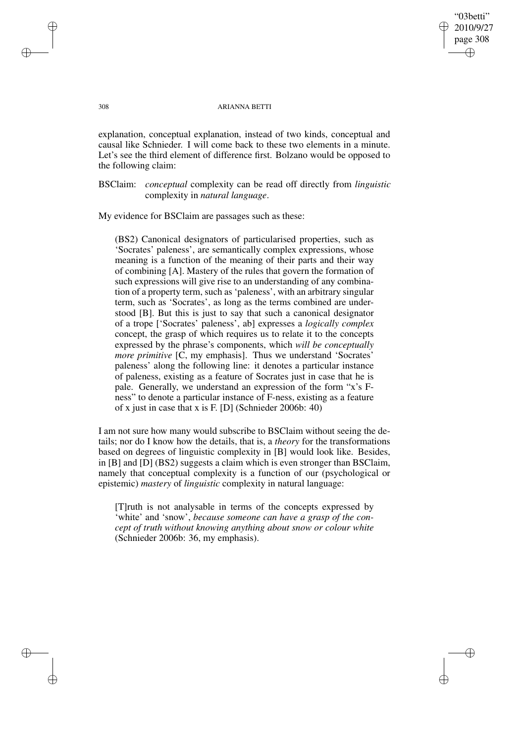explanation, conceptual explanation, instead of two kinds, conceptual and causal like Schnieder. I will come back to these two elements in a minute. Let's see the third element of difference first. Bolzano would be opposed to the following claim:

BSClaim: *conceptual* complexity can be read off directly from *linguistic* complexity in *natural language*.

My evidence for BSClaim are passages such as these:

> (BS2) Canonical designators of particularised properties, such as 'Socrates' paleness', are semantically complex expressions, whose meaning is a function of the meaning of their parts and their way of combining [A]. Mastery of the rules that govern the formation of such expressions will give rise to an understanding of any combination of a property term, such as 'paleness', with an arbitrary singular term, such as 'Socrates', as long as the terms combined are understood [B]. But this is just to say that such a canonical designator of a trope ['Socrates' paleness', ab] expresses a *logically complex* concept, the grasp of which requires us to relate it to the concepts expressed by the phrase's components, which *will be conceptually more primitive* [C, my emphasis]. Thus we understand 'Socrates' paleness' along the following line: it denotes a particular instance of paleness, existing as a feature of Socrates just in case that he is pale. Generally, we understand an expression of the form "x's F-ness" to denote a particular instance of F-ness, existing as a feature of x just in case that x is F. [D] (Schnieder 2006b: 40)

I am not sure how many would subscribe to BSClaim without seeing the details; nor do I know how the details, that is, a *theory* for the transformations based on degrees of linguistic complexity in [B] would look like. Besides, in [B] and [D] (BS2) suggests a claim which is even stronger than BSClaim, namely that conceptual complexity is a function of our (psychological or epistemic) *mastery* of *linguistic* complexity in natural language:

> [T]ruth is not analysable in terms of the concepts expressed by 'white' and 'snow', *because someone can have a grasp of the concept of truth without knowing anything about snow or colour white* (Schnieder 2006b: 36, my emphasis).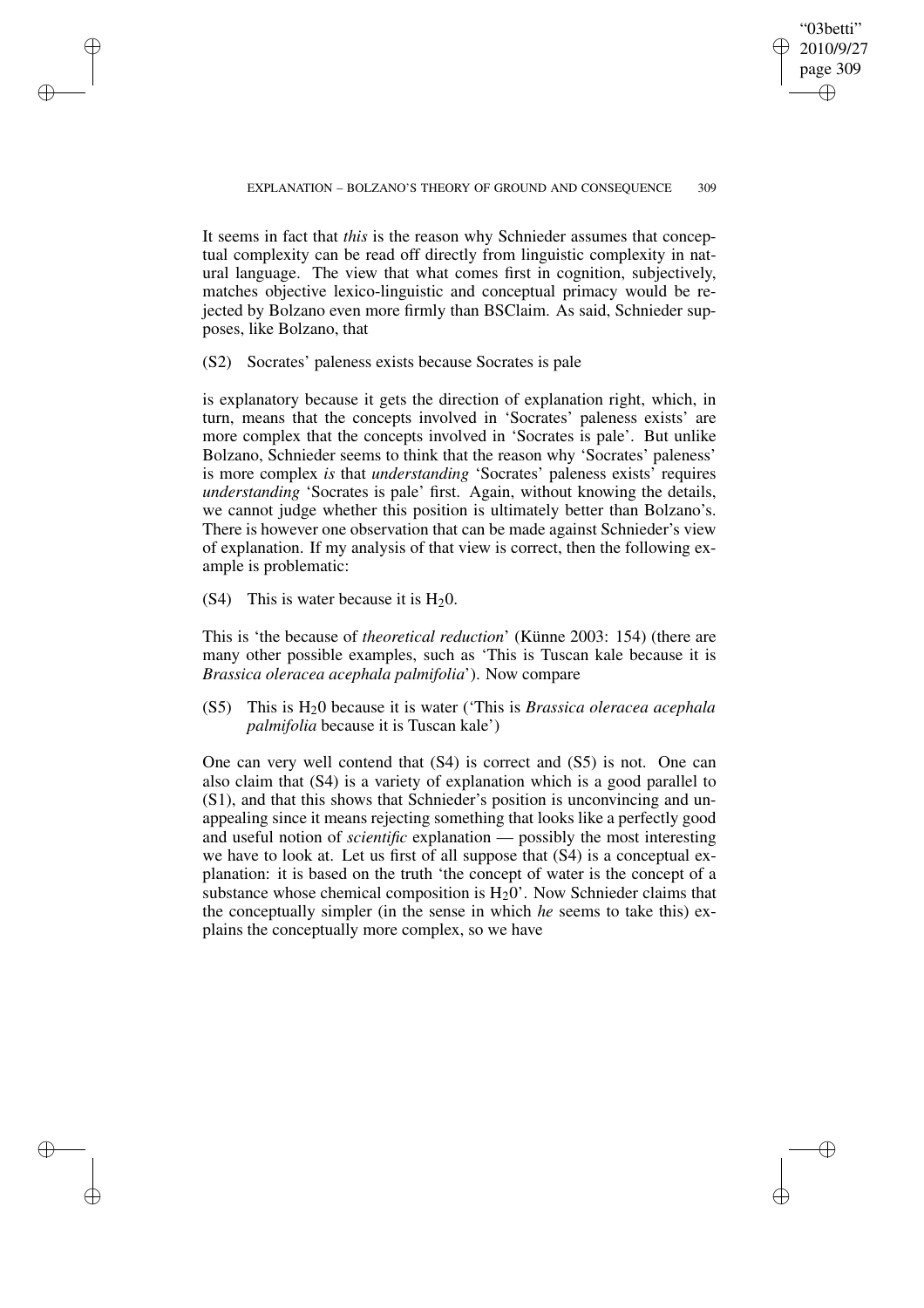It seems in fact that *this* is the reason why Schnieder assumes that conceptual complexity can be read off directly from linguistic complexity in natural language. The view that what comes first in cognition, subjectively, matches objective lexico-linguistic and conceptual primacy would be rejected by Bolzano even more firmly than BSClaim. As said, Schnieder supposes, like Bolzano, that

(S2) Socrates' paleness exists because Socrates is pale

is explanatory because it gets the direction of explanation right, which, in turn, means that the concepts involved in 'Socrates' paleness exists' are more complex that the concepts involved in 'Socrates is pale'. But unlike Bolzano, Schnieder seems to think that the reason why 'Socrates' paleness' is more complex *is* that *understanding* 'Socrates' paleness exists' requires *understanding* 'Socrates is pale' first. Again, without knowing the details, we cannot judge whether this position is ultimately better than Bolzano's. There is however one observation that can be made against Schnieder's view of explanation. If my analysis of that view is correct, then the following example is problematic:

(S4) This is water because it is $H_20$.

This is 'the because of *theoretical reduction*' (Künne 2003: 154) (there are many other possible examples, such as 'This is Tuscan kale because it is *Brassica oleracea acephala palmifolia*'). Now compare

(S5) This is $H_20$ because it is water ('This is *Brassica oleracea acephala palmifolia* because it is Tuscan kale')

One can very well contend that (S4) is correct and (S5) is not. One can also claim that (S4) is a variety of explanation which is a good parallel to (S1), and that this shows that Schnieder's position is unconvincing and unappealing since it means rejecting something that looks like a perfectly good and useful notion of *scientific* explanation — possibly the most interesting we have to look at. Let us first of all suppose that (S4) is a conceptual explanation: it is based on the truth 'the concept of water is the concept of a substance whose chemical composition is $H_20$'. Now Schnieder claims that the conceptually simpler (in the sense in which *he* seems to take this) explains the conceptually more complex, so we have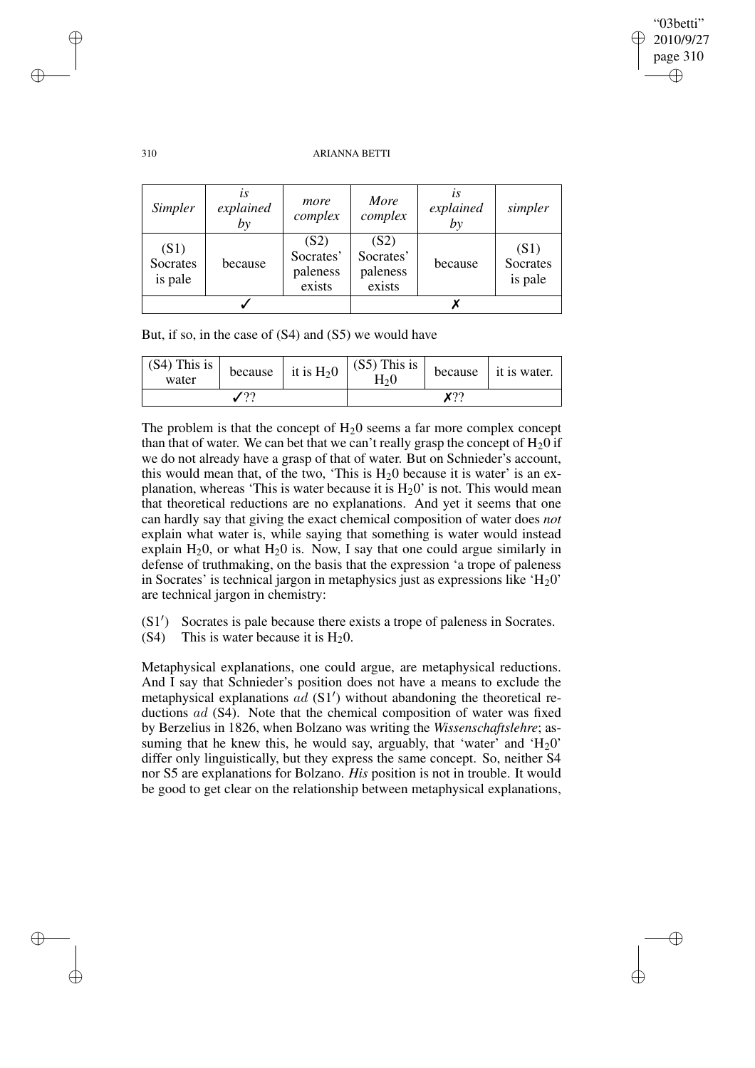| *Simpler* | *is explained by* | *more complex* | *More complex* | *is explained by* | *simpler* |
|---|---|---|---|---|---|
| (S1) Socrates is pale | because | (S2) Socrates' paleness exists | (S2) Socrates' paleness exists | because | (S1) Socrates is pale |
| ✓ | | | ✗ | | |

But, if so, in the case of (S4) and (S5) we would have

| (S4) This is water | because | it is $H_20$ | (S5) This is $H_20$ | because | it is water. |
|---|---|---|---|---|---|
| ✓?? | | | ✗?? | | |

The problem is that the concept of $H_20$ seems a far more complex concept than that of water. We can bet that we can't really grasp the concept of $H_20$ if we do not already have a grasp of that of water. But on Schnieder's account, this would mean that, of the two, 'This is $H_20$ because it is water' is an explanation, whereas 'This is water because it is $H_20$' is not. This would mean that theoretical reductions are no explanations. And yet it seems that one can hardly say that giving the exact chemical composition of water does *not* explain what water is, while saying that something is water would instead explain $H_20$, or what $H_20$ is. Now, I say that one could argue similarly in defense of truthmaking, on the basis that the expression 'a trope of paleness in Socrates' is technical jargon in metaphysics just as expressions like '$H_20$' are technical jargon in chemistry:

(S1′) Socrates is pale because there exists a trope of paleness in Socrates.
(S4) This is water because it is $H_20$.

Metaphysical explanations, one could argue, are metaphysical reductions. And I say that Schnieder's position does not have a means to exclude the metaphysical explanations *ad* (S1′) without abandoning the theoretical reductions *ad* (S4). Note that the chemical composition of water was fixed by Berzelius in 1826, when Bolzano was writing the *Wissenschaftslehre*; assuming that he knew this, he would say, arguably, that 'water' and '$H_20$' differ only linguistically, but they express the same concept. So, neither S4 nor S5 are explanations for Bolzano. *His* position is not in trouble. It would be good to get clear on the relationship between metaphysical explanations,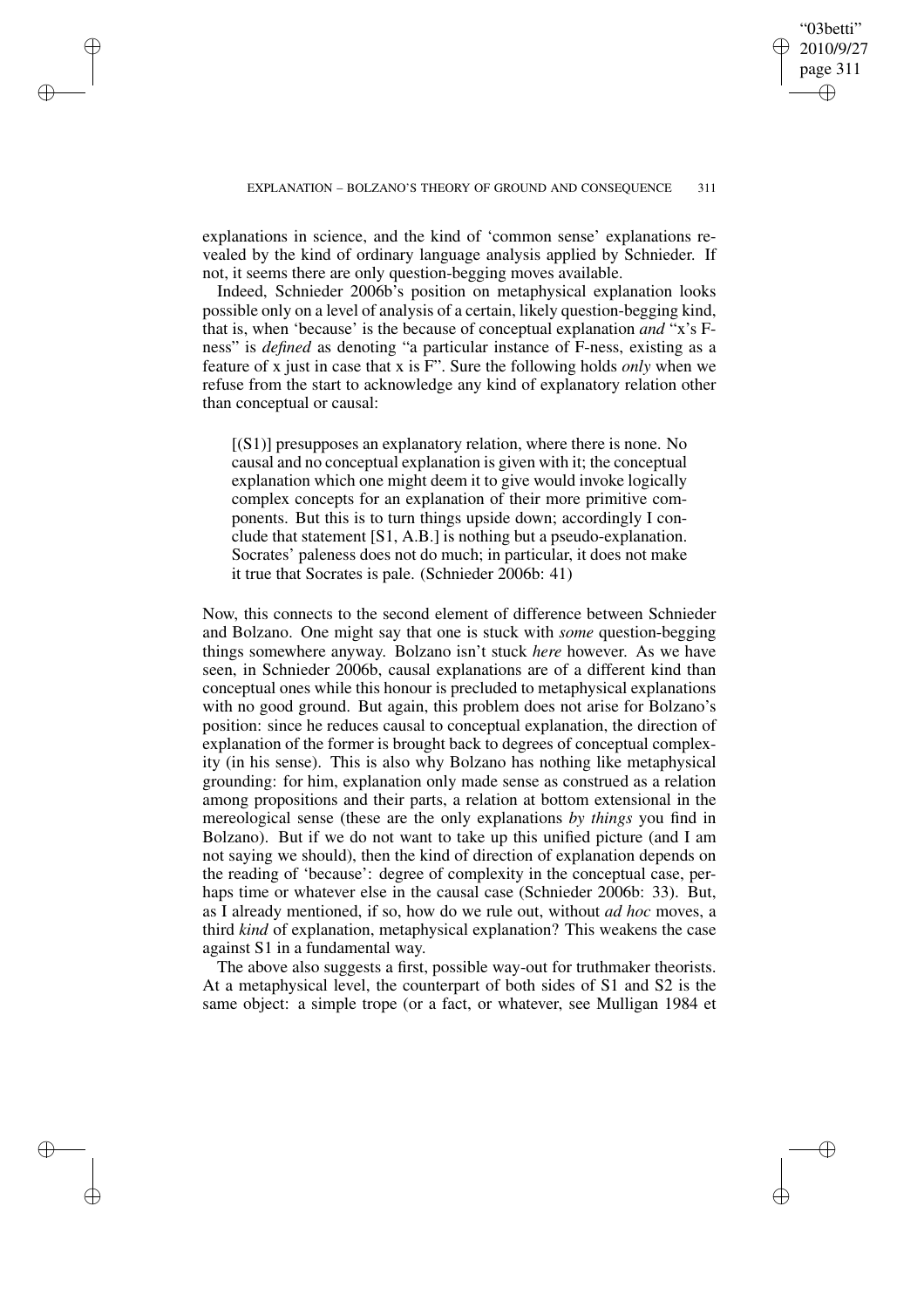explanations in science, and the kind of 'common sense' explanations revealed by the kind of ordinary language analysis applied by Schnieder. If not, it seems there are only question-begging moves available.

Indeed, Schnieder 2006b's position on metaphysical explanation looks possible only on a level of analysis of a certain, likely question-begging kind, that is, when 'because' is the because of conceptual explanation *and* "x's F-ness" is *defined* as denoting "a particular instance of F-ness, existing as a feature of x just in case that x is F". Sure the following holds *only* when we refuse from the start to acknowledge any kind of explanatory relation other than conceptual or causal:

> [(S1)] presupposes an explanatory relation, where there is none. No causal and no conceptual explanation is given with it; the conceptual explanation which one might deem it to give would invoke logically complex concepts for an explanation of their more primitive components. But this is to turn things upside down; accordingly I conclude that statement [S1, A.B.] is nothing but a pseudo-explanation. Socrates' paleness does not do much; in particular, it does not make it true that Socrates is pale. (Schnieder 2006b: 41)

Now, this connects to the second element of difference between Schnieder and Bolzano. One might say that one is stuck with *some* question-begging things somewhere anyway. Bolzano isn't stuck *here* however. As we have seen, in Schnieder 2006b, causal explanations are of a different kind than conceptual ones while this honour is precluded to metaphysical explanations with no good ground. But again, this problem does not arise for Bolzano's position: since he reduces causal to conceptual explanation, the direction of explanation of the former is brought back to degrees of conceptual complexity (in his sense). This is also why Bolzano has nothing like metaphysical grounding: for him, explanation only made sense as construed as a relation among propositions and their parts, a relation at bottom extensional in the mereological sense (these are the only explanations *by things* you find in Bolzano). But if we do not want to take up this unified picture (and I am not saying we should), then the kind of direction of explanation depends on the reading of 'because': degree of complexity in the conceptual case, perhaps time or whatever else in the causal case (Schnieder 2006b: 33). But, as I already mentioned, if so, how do we rule out, without *ad hoc* moves, a third *kind* of explanation, metaphysical explanation? This weakens the case against S1 in a fundamental way.

The above also suggests a first, possible way-out for truthmaker theorists. At a metaphysical level, the counterpart of both sides of S1 and S2 is the same object: a simple trope (or a fact, or whatever, see Mulligan 1984 et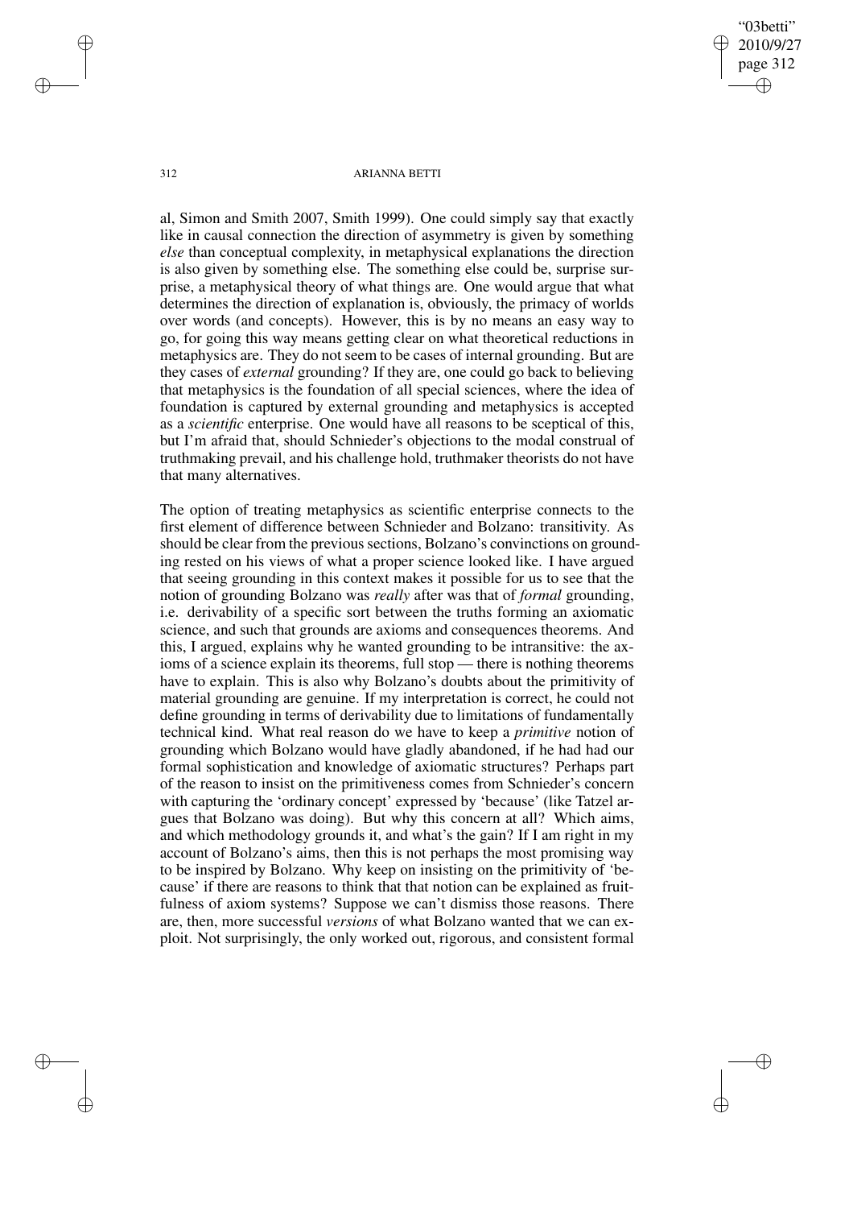al, Simon and Smith 2007, Smith 1999). One could simply say that exactly like in causal connection the direction of asymmetry is given by something *else* than conceptual complexity, in metaphysical explanations the direction is also given by something else. The something else could be, surprise surprise, a metaphysical theory of what things are. One would argue that what determines the direction of explanation is, obviously, the primacy of worlds over words (and concepts). However, this is by no means an easy way to go, for going this way means getting clear on what theoretical reductions in metaphysics are. They do not seem to be cases of internal grounding. But are they cases of *external* grounding? If they are, one could go back to believing that metaphysics is the foundation of all special sciences, where the idea of foundation is captured by external grounding and metaphysics is accepted as a *scientific* enterprise. One would have all reasons to be sceptical of this, but I'm afraid that, should Schnieder's objections to the modal construal of truthmaking prevail, and his challenge hold, truthmaker theorists do not have that many alternatives.

The option of treating metaphysics as scientific enterprise connects to the first element of difference between Schnieder and Bolzano: transitivity. As should be clear from the previous sections, Bolzano's convinctions on grounding rested on his views of what a proper science looked like. I have argued that seeing grounding in this context makes it possible for us to see that the notion of grounding Bolzano was *really* after was that of *formal* grounding, i.e. derivability of a specific sort between the truths forming an axiomatic science, and such that grounds are axioms and consequences theorems. And this, I argued, explains why he wanted grounding to be intransitive: the axioms of a science explain its theorems, full stop — there is nothing theorems have to explain. This is also why Bolzano's doubts about the primitivity of material grounding are genuine. If my interpretation is correct, he could not define grounding in terms of derivability due to limitations of fundamentally technical kind. What real reason do we have to keep a *primitive* notion of grounding which Bolzano would have gladly abandoned, if he had had our formal sophistication and knowledge of axiomatic structures? Perhaps part of the reason to insist on the primitiveness comes from Schnieder's concern with capturing the 'ordinary concept' expressed by 'because' (like Tatzel argues that Bolzano was doing). But why this concern at all? Which aims, and which methodology grounds it, and what's the gain? If I am right in my account of Bolzano's aims, then this is not perhaps the most promising way to be inspired by Bolzano. Why keep on insisting on the primitivity of 'because' if there are reasons to think that that notion can be explained as fruitfulness of axiom systems? Suppose we can't dismiss those reasons. There are, then, more successful *versions* of what Bolzano wanted that we can exploit. Not surprisingly, the only worked out, rigorous, and consistent formal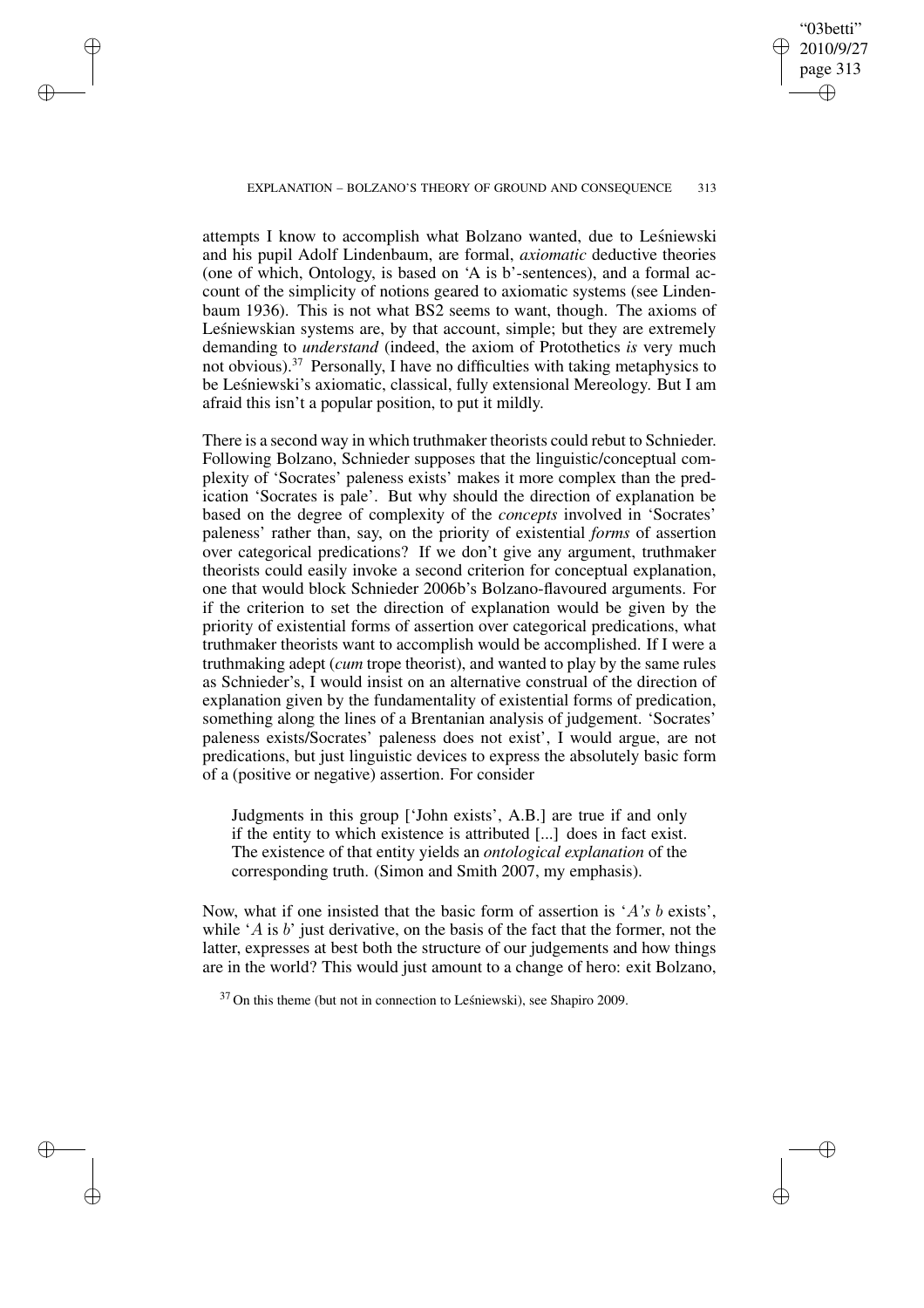attempts I know to accomplish what Bolzano wanted, due to Leśniewski and his pupil Adolf Lindenbaum, are formal, *axiomatic* deductive theories (one of which, Ontology, is based on 'A is b'-sentences), and a formal account of the simplicity of notions geared to axiomatic systems (see Lindenbaum 1936). This is not what BS2 seems to want, though. The axioms of Leśniewskian systems are, by that account, simple; but they are extremely demanding to *understand* (indeed, the axiom of Protothetics *is* very much not obvious).[37] Personally, I have no difficulties with taking metaphysics to be Leśniewski's axiomatic, classical, fully extensional Mereology. But I am afraid this isn't a popular position, to put it mildly.

There is a second way in which truthmaker theorists could rebut to Schnieder. Following Bolzano, Schnieder supposes that the linguistic/conceptual complexity of 'Socrates' paleness exists' makes it more complex than the predication 'Socrates is pale'. But why should the direction of explanation be based on the degree of complexity of the *concepts* involved in 'Socrates' paleness' rather than, say, on the priority of existential *forms* of assertion over categorical predications? If we don't give any argument, truthmaker theorists could easily invoke a second criterion for conceptual explanation, one that would block Schnieder 2006b's Bolzano-flavoured arguments. For if the criterion to set the direction of explanation would be given by the priority of existential forms of assertion over categorical predications, what truthmaker theorists want to accomplish would be accomplished. If I were a truthmaking adept (*cum* trope theorist), and wanted to play by the same rules as Schnieder's, I would insist on an alternative construal of the direction of explanation given by the fundamentality of existential forms of predication, something along the lines of a Brentanian analysis of judgement. 'Socrates' paleness exists/Socrates' paleness does not exist', I would argue, are not predications, but just linguistic devices to express the absolutely basic form of a (positive or negative) assertion. For consider

> Judgments in this group ['John exists', A.B.] are true if and only if the entity to which existence is attributed [...] does in fact exist. The existence of that entity yields an *ontological explanation* of the corresponding truth. (Simon and Smith 2007, my emphasis).

Now, what if one insisted that the basic form of assertion is '*A's b* exists', while '*A* is *b*' just derivative, on the basis of the fact that the former, not the latter, expresses at best both the structure of our judgements and how things are in the world? This would just amount to a change of hero: exit Bolzano,

[37] On this theme (but not in connection to Leśniewski), see Shapiro 2009.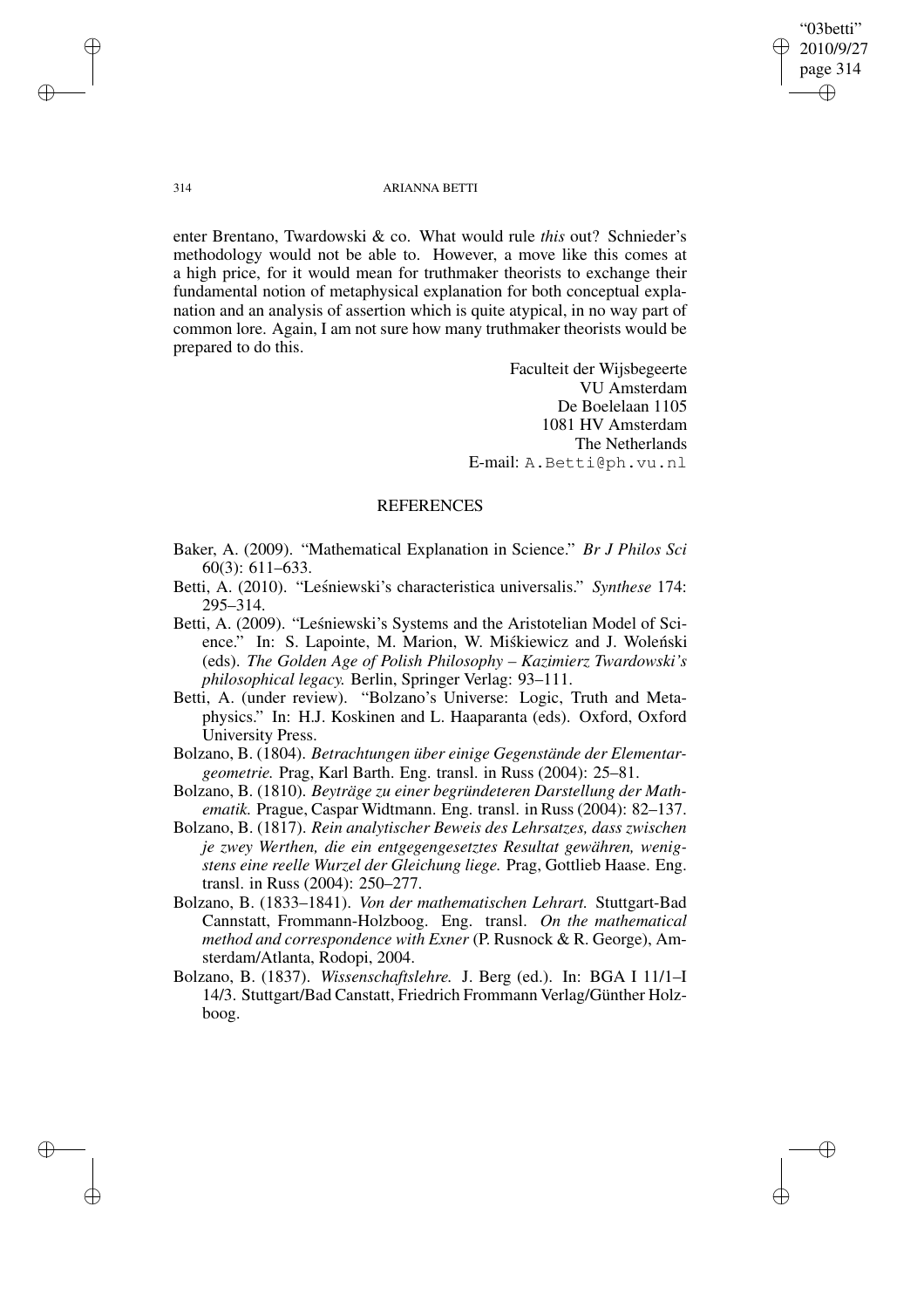enter Brentano, Twardowski & co. What would rule *this* out? Schnieder's methodology would not be able to. However, a move like this comes at a high price, for it would mean for truthmaker theorists to exchange their fundamental notion of metaphysical explanation for both conceptual explanation and an analysis of assertion which is quite atypical, in no way part of common lore. Again, I am not sure how many truthmaker theorists would be prepared to do this.

Faculteit der Wijsbegeerte
VU Amsterdam
De Boelelaan 1105
1081 HV Amsterdam
The Netherlands
E-mail: A.Betti@ph.vu.nl

## REFERENCES

Baker, A. (2009). "Mathematical Explanation in Science." *Br J Philos Sci* 60(3): 611–633.

Betti, A. (2010). "Leśniewski's characteristica universalis." *Synthese* 174: 295–314.

Betti, A. (2009). "Leśniewski's Systems and the Aristotelian Model of Science." In: S. Lapointe, M. Marion, W. Miśkiewicz and J. Woleński (eds). *The Golden Age of Polish Philosophy – Kazimierz Twardowski's philosophical legacy.* Berlin, Springer Verlag: 93–111.

Betti, A. (under review). "Bolzano's Universe: Logic, Truth and Metaphysics." In: H.J. Koskinen and L. Haaparanta (eds). Oxford, Oxford University Press.

Bolzano, B. (1804). *Betrachtungen über einige Gegenstände der Elementargeometrie.* Prag, Karl Barth. Eng. transl. in Russ (2004): 25–81.

Bolzano, B. (1810). *Beyträge zu einer begründeteren Darstellung der Mathematik.* Prague, Caspar Widtmann. Eng. transl. in Russ (2004): 82–137.

Bolzano, B. (1817). *Rein analytischer Beweis des Lehrsatzes, dass zwischen je zwey Werthen, die ein entgegengesetztes Resultat gewähren, wenigstens eine reelle Wurzel der Gleichung liege.* Prag, Gottlieb Haase. Eng. transl. in Russ (2004): 250–277.

Bolzano, B. (1833–1841). *Von der mathematischen Lehrart.* Stuttgart-Bad Cannstatt, Frommann-Holzboog. Eng. transl. *On the mathematical method and correspondence with Exner* (P. Rusnock & R. George), Amsterdam/Atlanta, Rodopi, 2004.

Bolzano, B. (1837). *Wissenschaftslehre.* J. Berg (ed.). In: BGA I 11/1–I 14/3. Stuttgart/Bad Canstatt, Friedrich Frommann Verlag/Günther Holzboog.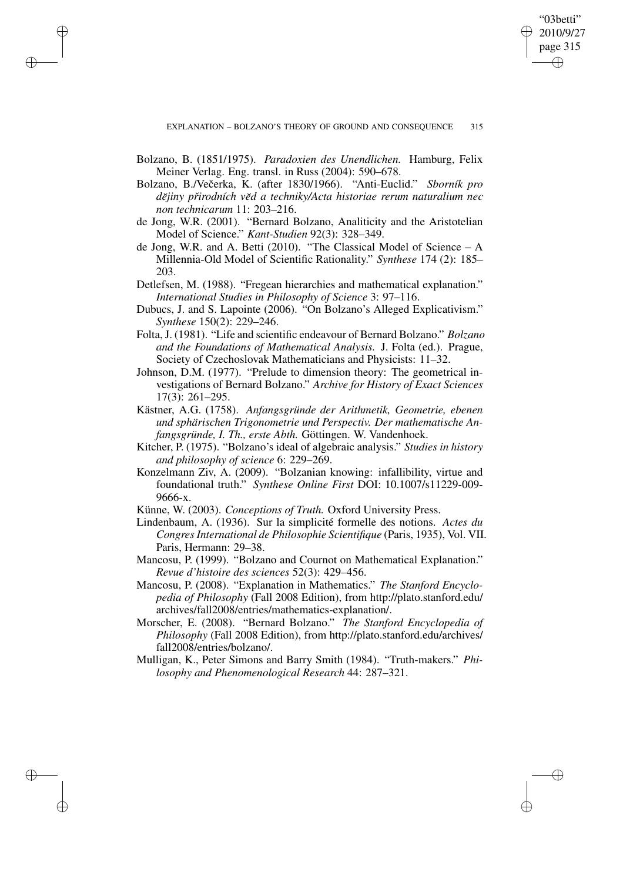Bolzano, B. (1851/1975). *Paradoxien des Unendlichen.* Hamburg, Felix Meiner Verlag. Eng. transl. in Russ (2004): 590–678.

Bolzano, B./Večerka, K. (after 1830/1966). "Anti-Euclid." *Sborník pro dějiny přirodních věd a techniky/Acta historiae rerum naturalium nec non technicarum* 11: 203–216.

de Jong, W.R. (2001). "Bernard Bolzano, Analiticity and the Aristotelian Model of Science." *Kant-Studien* 92(3): 328–349.

de Jong, W.R. and A. Betti (2010). "The Classical Model of Science – A Millennia-Old Model of Scientific Rationality." *Synthese* 174 (2): 185–203.

Detlefsen, M. (1988). "Fregean hierarchies and mathematical explanation." *International Studies in Philosophy of Science* 3: 97–116.

Dubucs, J. and S. Lapointe (2006). "On Bolzano's Alleged Explicativism." *Synthese* 150(2): 229–246.

Folta, J. (1981). "Life and scientific endeavour of Bernard Bolzano." *Bolzano and the Foundations of Mathematical Analysis.* J. Folta (ed.). Prague, Society of Czechoslovak Mathematicians and Physicists: 11–32.

Johnson, D.M. (1977). "Prelude to dimension theory: The geometrical investigations of Bernard Bolzano." *Archive for History of Exact Sciences* 17(3): 261–295.

Kästner, A.G. (1758). *Anfangsgründe der Arithmetik, Geometrie, ebenen und sphärischen Trigonometrie und Perspectiv. Der mathematische Anfangsgründe, I. Th., erste Abth.* Göttingen. W. Vandenhoek.

Kitcher, P. (1975). "Bolzano's ideal of algebraic analysis." *Studies in history and philosophy of science* 6: 229–269.

Konzelmann Ziv, A. (2009). "Bolzanian knowing: infallibility, virtue and foundational truth." *Synthese Online First* DOI: 10.1007/s11229-009-9666-x.

Künne, W. (2003). *Conceptions of Truth.* Oxford University Press.

Lindenbaum, A. (1936). Sur la simplicité formelle des notions. *Actes du Congres International de Philosophie Scientifique* (Paris, 1935), Vol. VII. Paris, Hermann: 29–38.

Mancosu, P. (1999). "Bolzano and Cournot on Mathematical Explanation." *Revue d'histoire des sciences* 52(3): 429–456.

Mancosu, P. (2008). "Explanation in Mathematics." *The Stanford Encyclopedia of Philosophy* (Fall 2008 Edition), from http://plato.stanford.edu/archives/fall2008/entries/mathematics-explanation/.

Morscher, E. (2008). "Bernard Bolzano." *The Stanford Encyclopedia of Philosophy* (Fall 2008 Edition), from http://plato.stanford.edu/archives/fall2008/entries/bolzano/.

Mulligan, K., Peter Simons and Barry Smith (1984). "Truth-makers." *Philosophy and Phenomenological Research* 44: 287–321.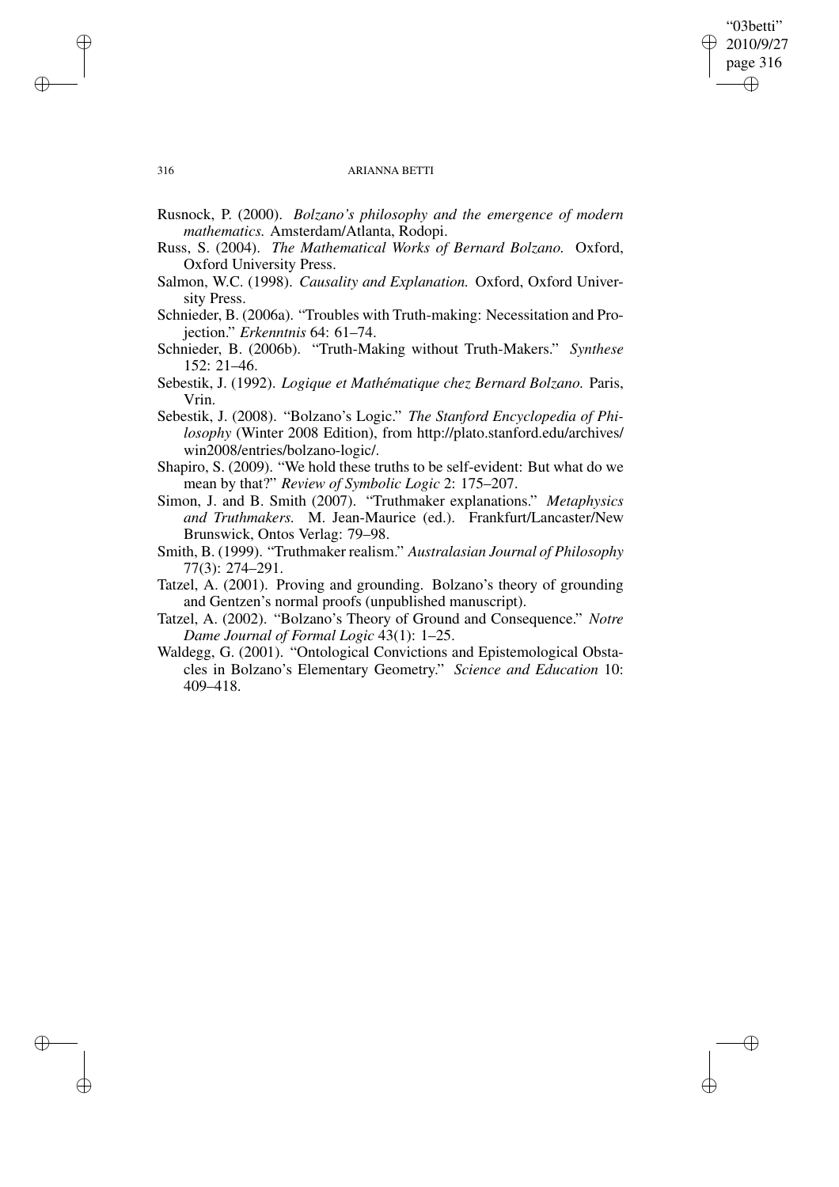Rusnock, P. (2000). *Bolzano's philosophy and the emergence of modern mathematics.* Amsterdam/Atlanta, Rodopi.

Russ, S. (2004). *The Mathematical Works of Bernard Bolzano.* Oxford, Oxford University Press.

Salmon, W.C. (1998). *Causality and Explanation.* Oxford, Oxford University Press.

Schnieder, B. (2006a). "Troubles with Truth-making: Necessitation and Projection." *Erkenntnis* 64: 61–74.

Schnieder, B. (2006b). "Truth-Making without Truth-Makers." *Synthese* 152: 21–46.

Sebestik, J. (1992). *Logique et Mathématique chez Bernard Bolzano.* Paris, Vrin.

Sebestik, J. (2008). "Bolzano's Logic." *The Stanford Encyclopedia of Philosophy* (Winter 2008 Edition), from http://plato.stanford.edu/archives/win2008/entries/bolzano-logic/.

Shapiro, S. (2009). "We hold these truths to be self-evident: But what do we mean by that?" *Review of Symbolic Logic* 2: 175–207.

Simon, J. and B. Smith (2007). "Truthmaker explanations." *Metaphysics and Truthmakers.* M. Jean-Maurice (ed.). Frankfurt/Lancaster/New Brunswick, Ontos Verlag: 79–98.

Smith, B. (1999). "Truthmaker realism." *Australasian Journal of Philosophy* 77(3): 274–291.

Tatzel, A. (2001). Proving and grounding. Bolzano's theory of grounding and Gentzen's normal proofs (unpublished manuscript).

Tatzel, A. (2002). "Bolzano's Theory of Ground and Consequence." *Notre Dame Journal of Formal Logic* 43(1): 1–25.

Waldegg, G. (2001). "Ontological Convictions and Epistemological Obstacles in Bolzano's Elementary Geometry." *Science and Education* 10: 409–418.